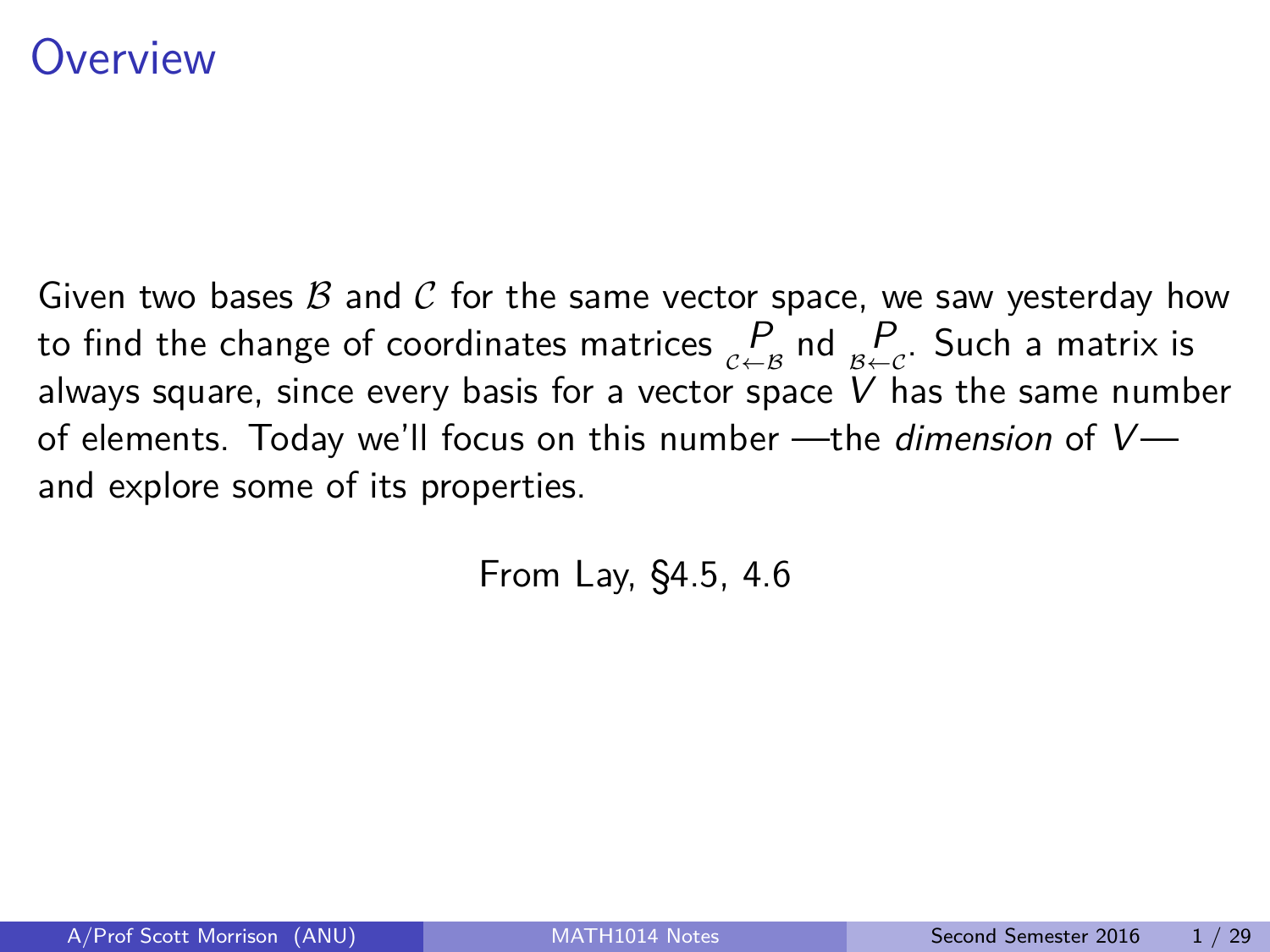# Overview

Given two bases $\mathcal{B}$ and $\mathcal{C}$ for the same vector space, we saw yesterday how to find the change of coordinates matrices $\underset{\mathcal{C}\leftarrow\mathcal{B}}{P}$ nd $\underset{\mathcal{B}\leftarrow\mathcal{C}}{P}$. Such a matrix is always square, since every basis for a vector space $V$ has the same number of elements. Today we'll focus on this number —the *dimension* of $V$— and explore some of its properties.

From Lay, §4.5, 4.6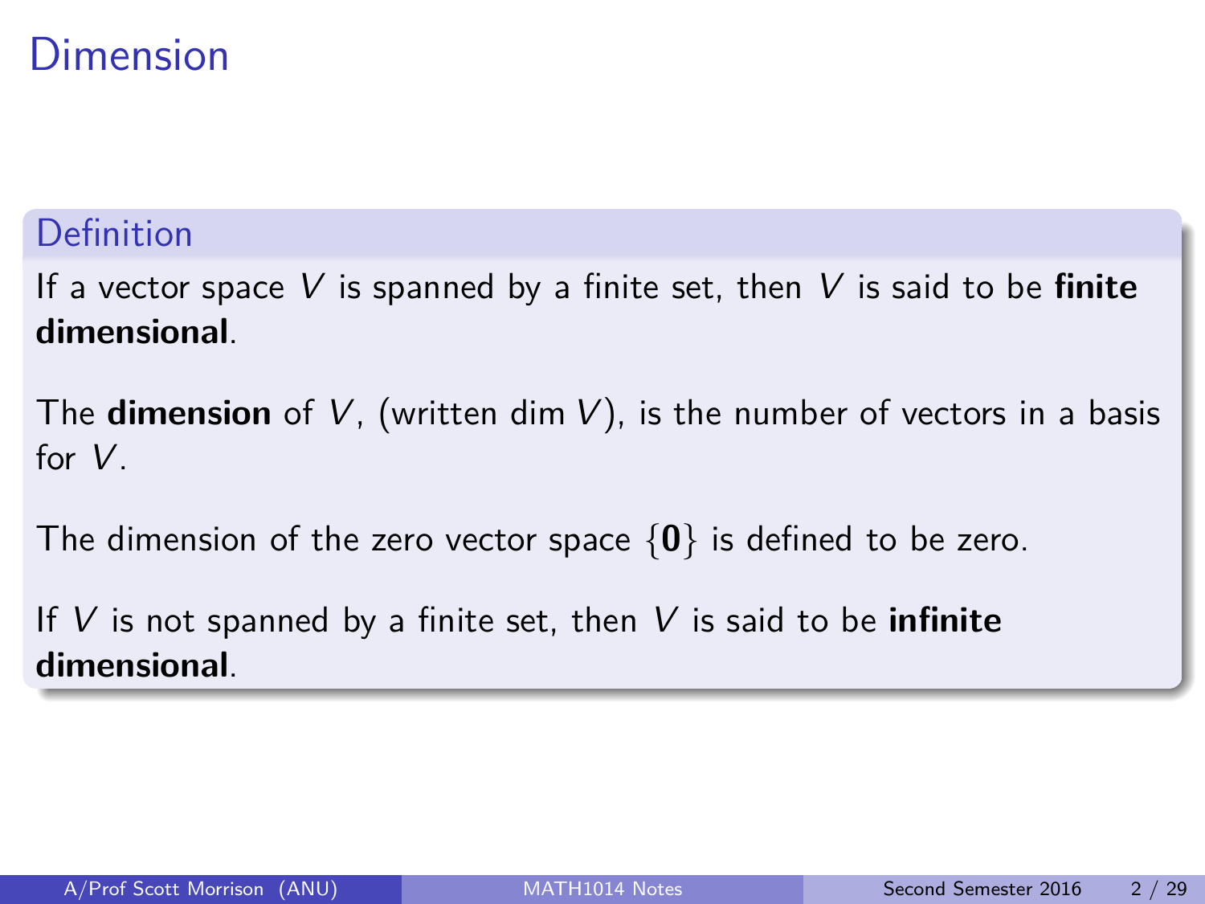# Dimension

**Definition**

If a vector space $V$ is spanned by a finite set, then $V$ is said to be **finite dimensional**.

The **dimension** of $V$, (written $\dim V$), is the number of vectors in a basis for $V$.

The dimension of the zero vector space $\{\mathbf{0}\}$ is defined to be zero.

If $V$ is not spanned by a finite set, then $V$ is said to be **infinite dimensional**.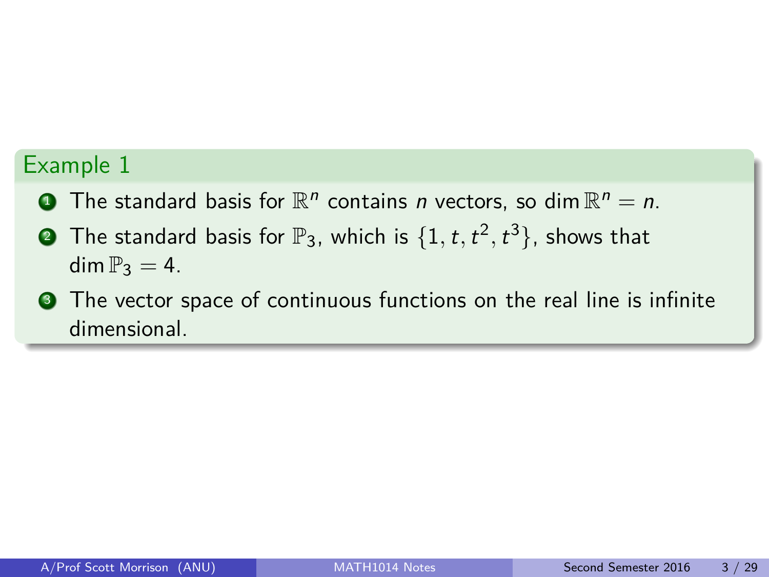## Example 1

1. The standard basis for $\mathbb{R}^n$ contains $n$ vectors, so $\dim \mathbb{R}^n = n$.
2. The standard basis for $\mathbb{P}_3$, which is $\{1, t, t^2, t^3\}$, shows that $\dim \mathbb{P}_3 = 4$.
3. The vector space of continuous functions on the real line is infinite dimensional.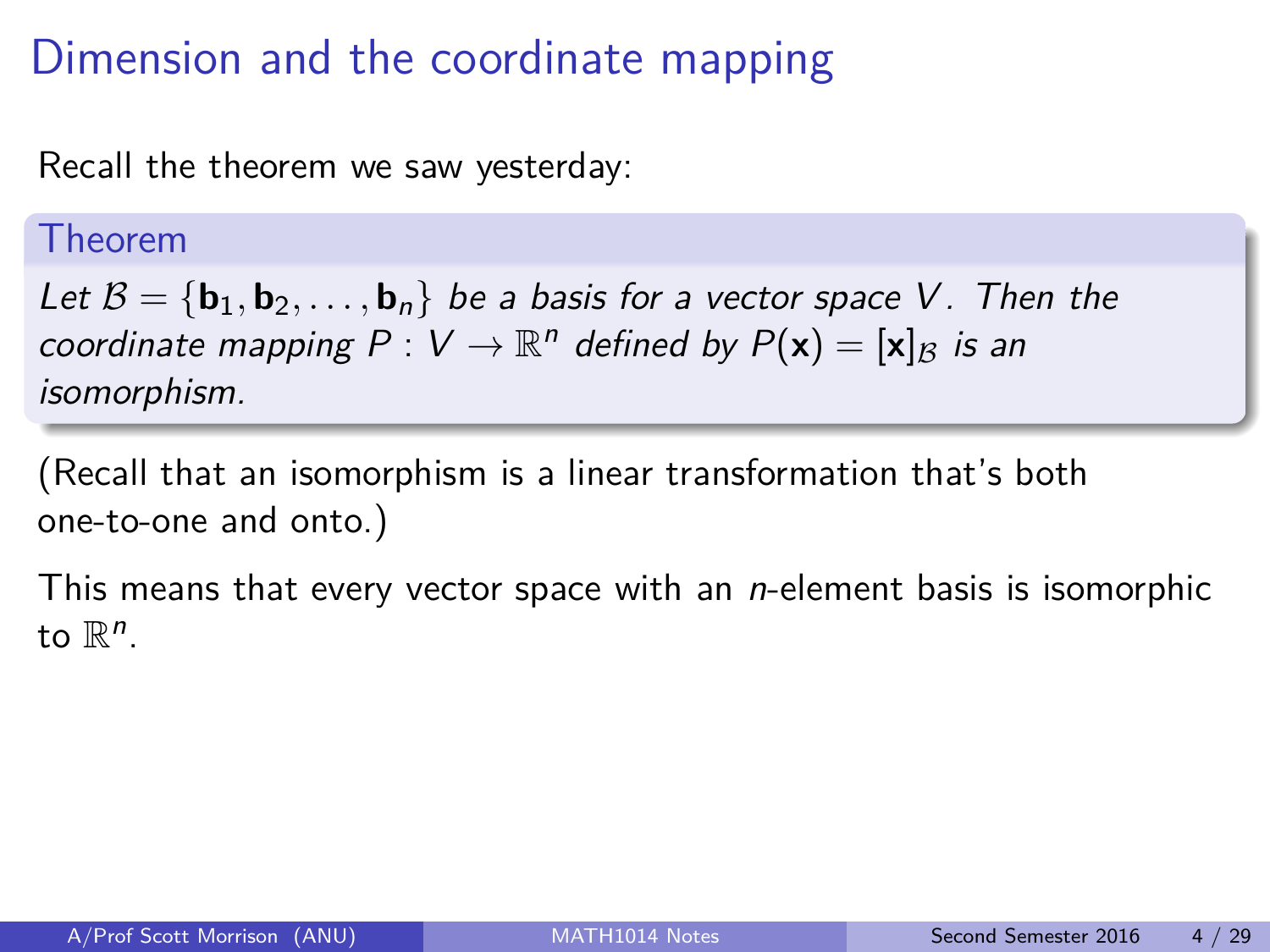# Dimension and the coordinate mapping

Recall the theorem we saw yesterday:

**Theorem**

*Let $\mathcal{B} = \{\mathbf{b}_1, \mathbf{b}_2, \ldots, \mathbf{b}_n\}$ be a basis for a vector space $V$. Then the coordinate mapping $P : V \to \mathbb{R}^n$ defined by $P(\mathbf{x}) = [\mathbf{x}]_{\mathcal{B}}$ is an isomorphism.*

(Recall that an isomorphism is a linear transformation that's both one-to-one and onto.)

This means that every vector space with an $n$-element basis is isomorphic to $\mathbb{R}^n$.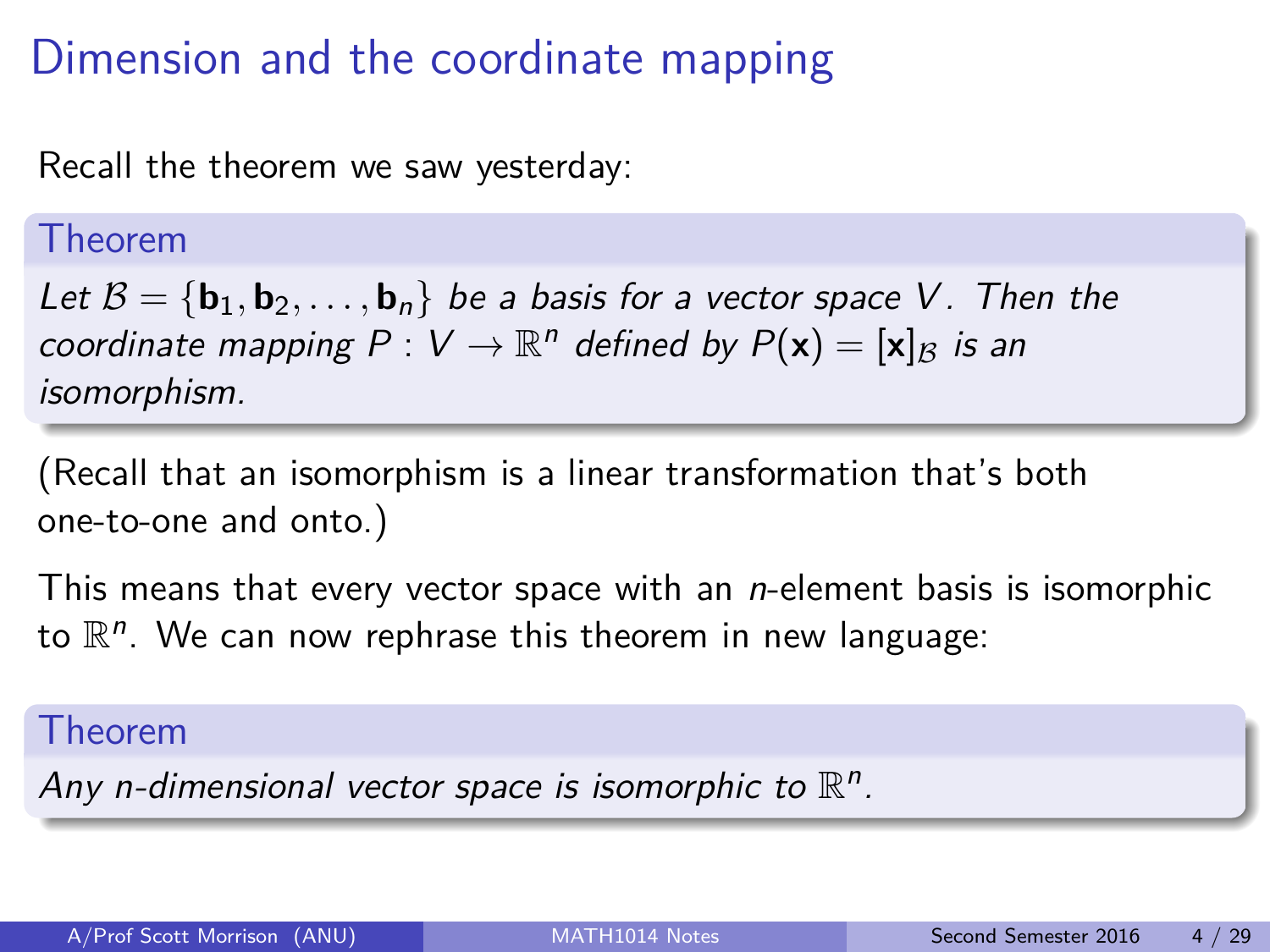# Dimension and the coordinate mapping

Recall the theorem we saw yesterday:

**Theorem**

*Let $\mathcal{B} = \{\mathbf{b}_1, \mathbf{b}_2, \ldots, \mathbf{b}_n\}$ be a basis for a vector space $V$. Then the coordinate mapping $P : V \to \mathbb{R}^n$ defined by $P(\mathbf{x}) = [\mathbf{x}]_{\mathcal{B}}$ is an isomorphism.*

(Recall that an isomorphism is a linear transformation that's both one-to-one and onto.)

This means that every vector space with an *n*-element basis is isomorphic to $\mathbb{R}^n$. We can now rephrase this theorem in new language:

**Theorem**

*Any n-dimensional vector space is isomorphic to $\mathbb{R}^n$.*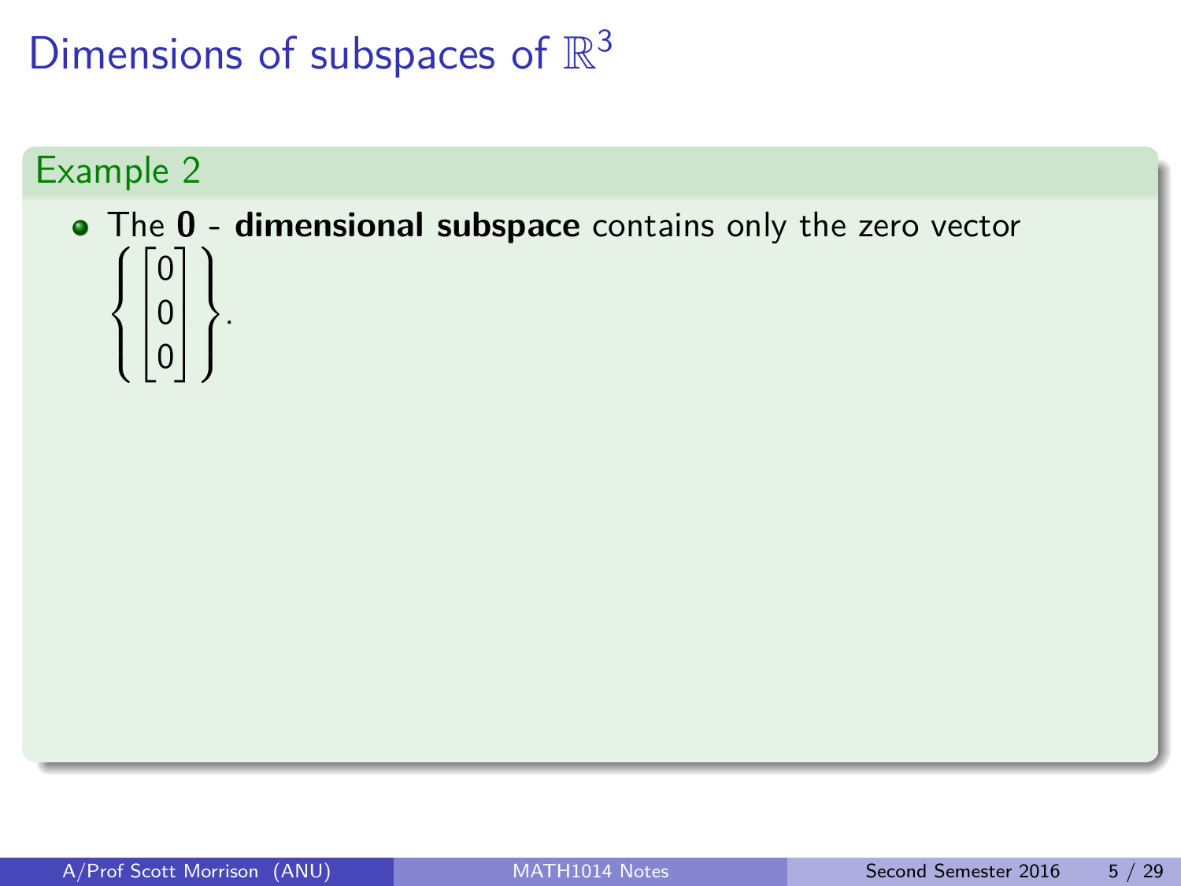# Dimensions of subspaces of $\mathbb{R}^3$

## Example 2

- The **0 - dimensional subspace** contains only the zero vector $\left\{ \begin{bmatrix} 0 \\ 0 \\ 0 \end{bmatrix} \right\}$.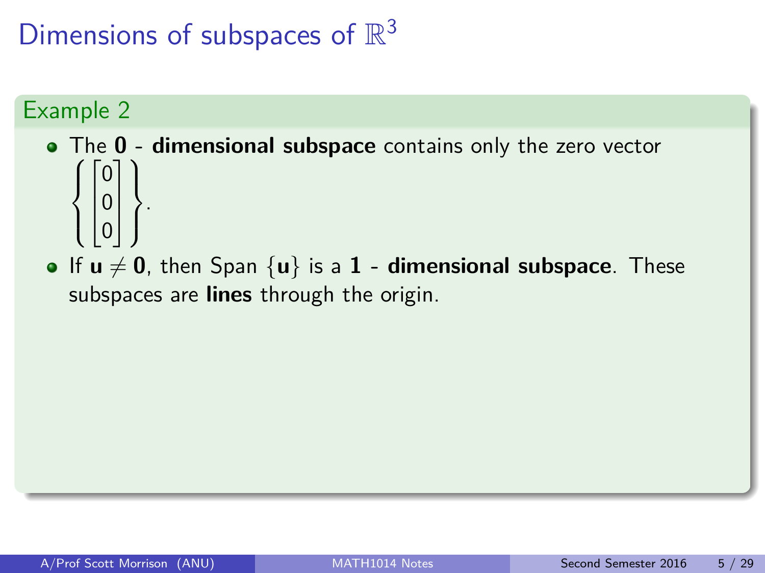# Dimensions of subspaces of $\mathbb{R}^3$

## Example 2

- The **0 - dimensional subspace** contains only the zero vector $\left\{ \begin{bmatrix} 0 \\ 0 \\ 0 \end{bmatrix} \right\}$.
- If $\mathbf{u} \neq \mathbf{0}$, then Span $\{\mathbf{u}\}$ is a **1 - dimensional subspace**. These subspaces are **lines** through the origin.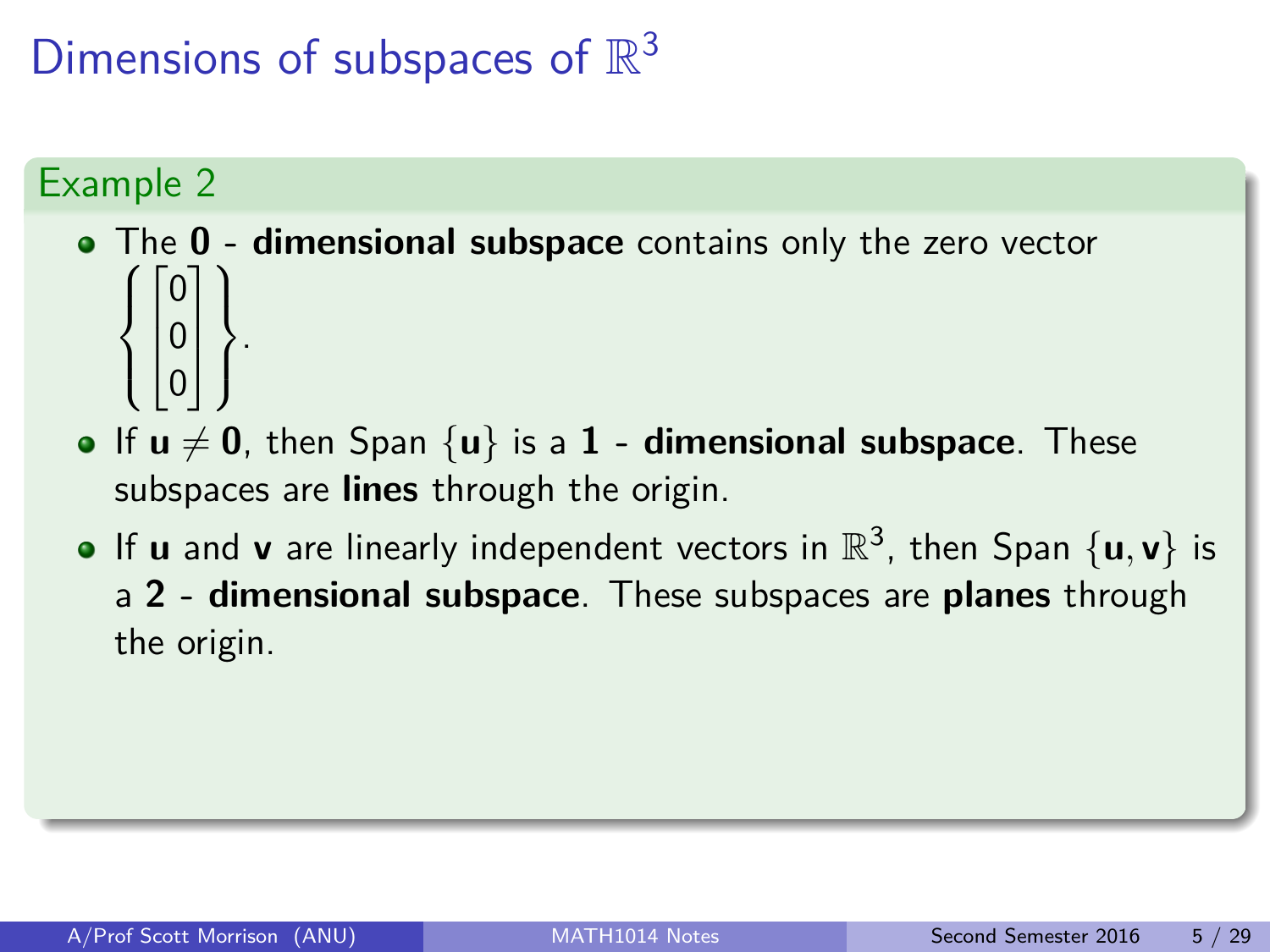# Dimensions of subspaces of $\mathbb{R}^3$

## Example 2

- The **0 - dimensional subspace** contains only the zero vector $\left\{ \begin{bmatrix} 0 \\ 0 \\ 0 \end{bmatrix} \right\}$.
- If $\mathbf{u} \neq \mathbf{0}$, then Span $\{\mathbf{u}\}$ is a **1 - dimensional subspace**. These subspaces are **lines** through the origin.
- If $\mathbf{u}$ and $\mathbf{v}$ are linearly independent vectors in $\mathbb{R}^3$, then Span $\{\mathbf{u}, \mathbf{v}\}$ is a **2 - dimensional subspace**. These subspaces are **planes** through the origin.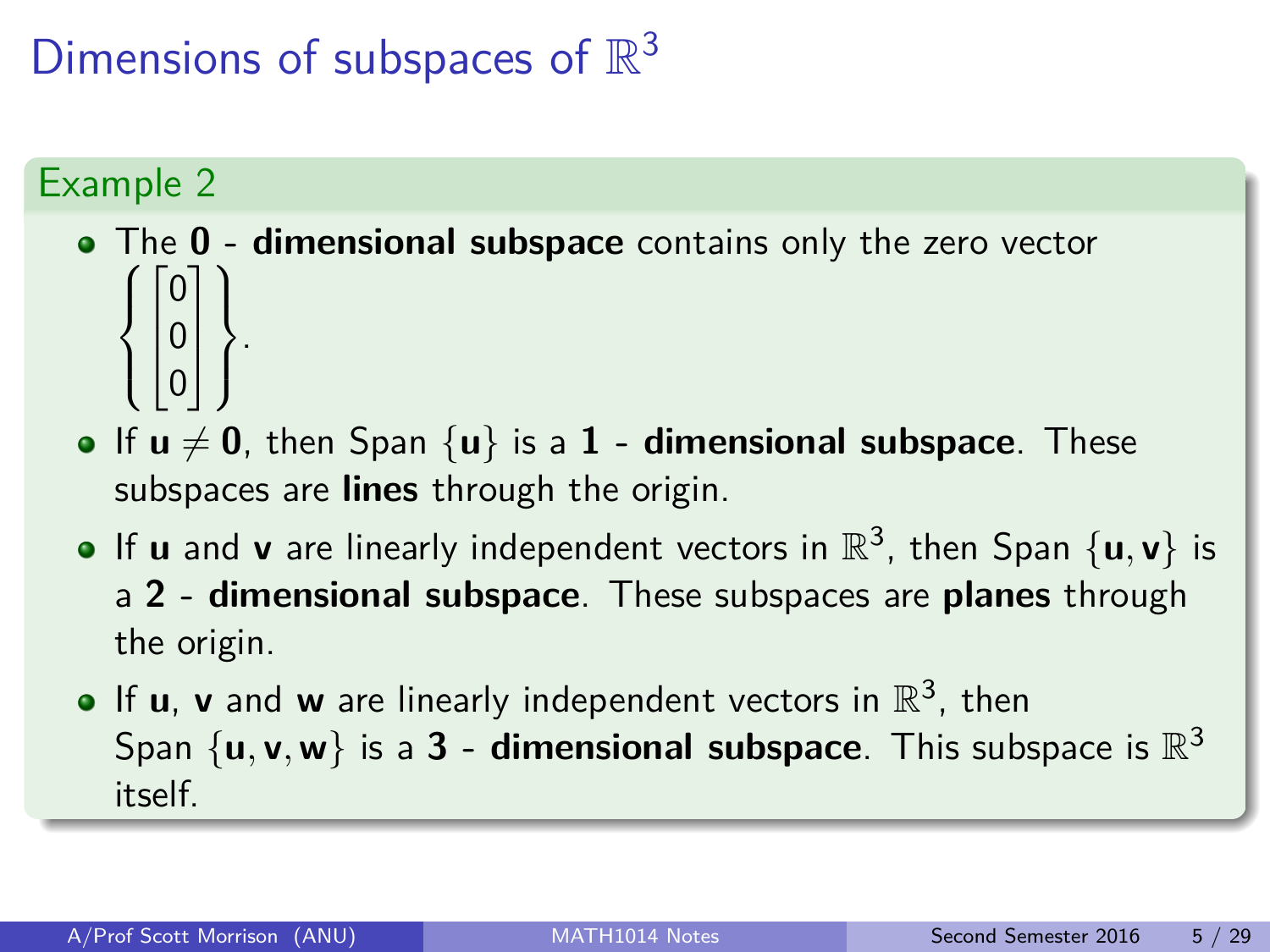# Dimensions of subspaces of $\mathbb{R}^3$

## Example 2

- The **0 - dimensional subspace** contains only the zero vector $\left\{ \begin{bmatrix} 0 \\ 0 \\ 0 \end{bmatrix} \right\}$.
- If $\mathbf{u} \neq \mathbf{0}$, then Span $\{\mathbf{u}\}$ is a **1 - dimensional subspace**. These subspaces are **lines** through the origin.
- If $\mathbf{u}$ and $\mathbf{v}$ are linearly independent vectors in $\mathbb{R}^3$, then Span $\{\mathbf{u}, \mathbf{v}\}$ is a **2 - dimensional subspace**. These subspaces are **planes** through the origin.
- If $\mathbf{u}$, $\mathbf{v}$ and $\mathbf{w}$ are linearly independent vectors in $\mathbb{R}^3$, then Span $\{\mathbf{u}, \mathbf{v}, \mathbf{w}\}$ is a **3 - dimensional subspace**. This subspace is $\mathbb{R}^3$ itself.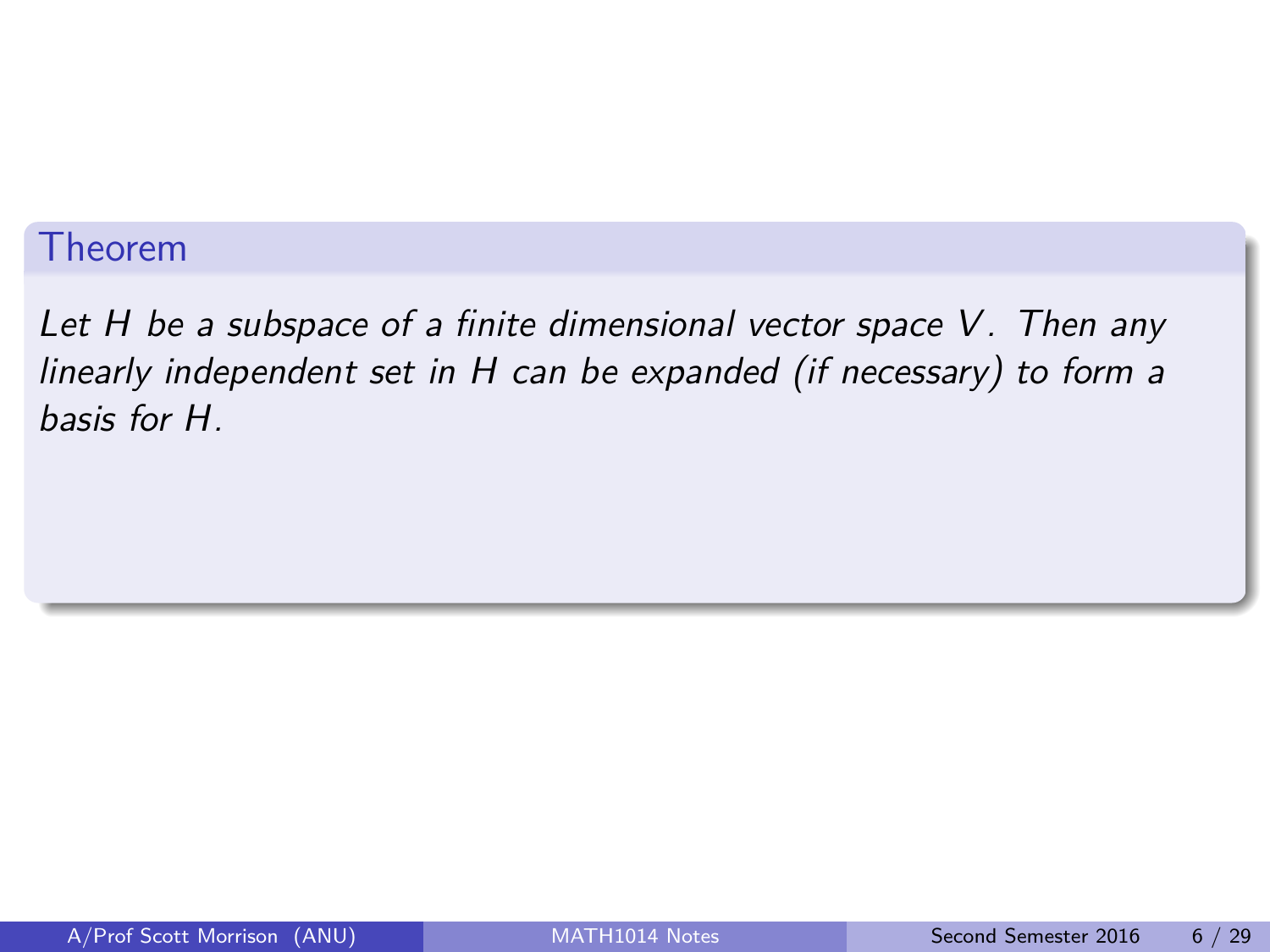**Theorem**

*Let $H$ be a subspace of a finite dimensional vector space $V$. Then any linearly independent set in $H$ can be expanded (if necessary) to form a basis for $H$.*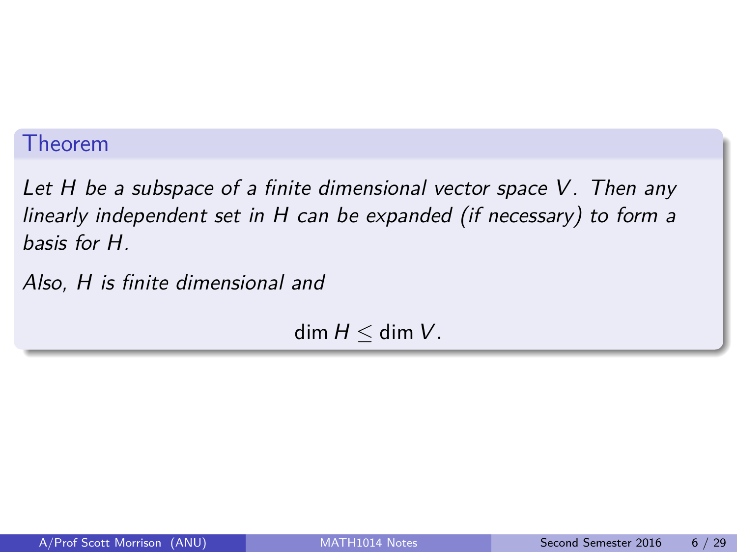**Theorem**

*Let $H$ be a subspace of a finite dimensional vector space $V$. Then any linearly independent set in $H$ can be expanded (if necessary) to form a basis for $H$.*

*Also, $H$ is finite dimensional and*

$$\dim H \leq \dim V.$$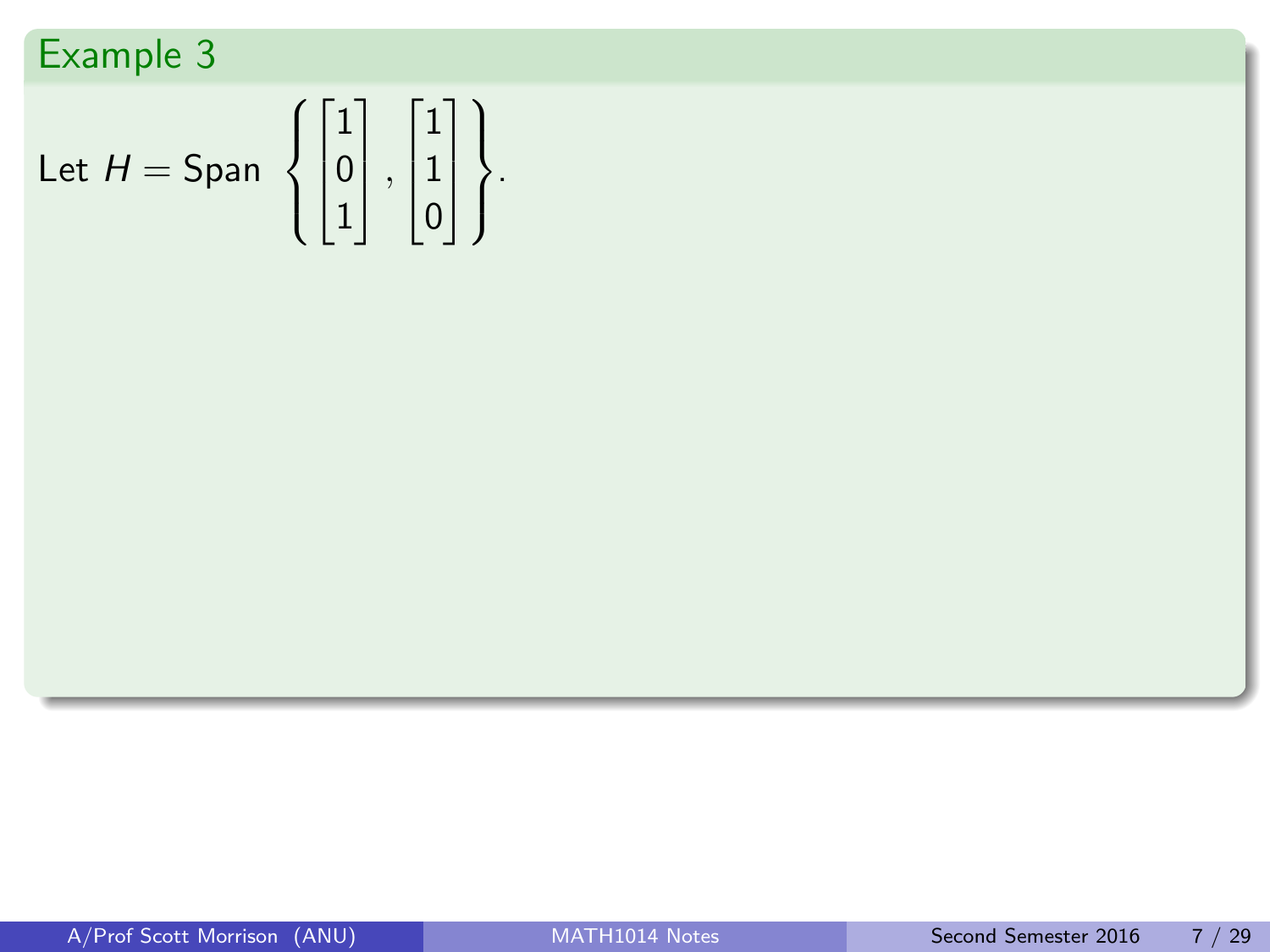## Example 3

Let $H = \text{Span}\left\{ \begin{bmatrix} 1 \\ 0 \\ 1 \end{bmatrix}, \begin{bmatrix} 1 \\ 1 \\ 0 \end{bmatrix} \right\}$.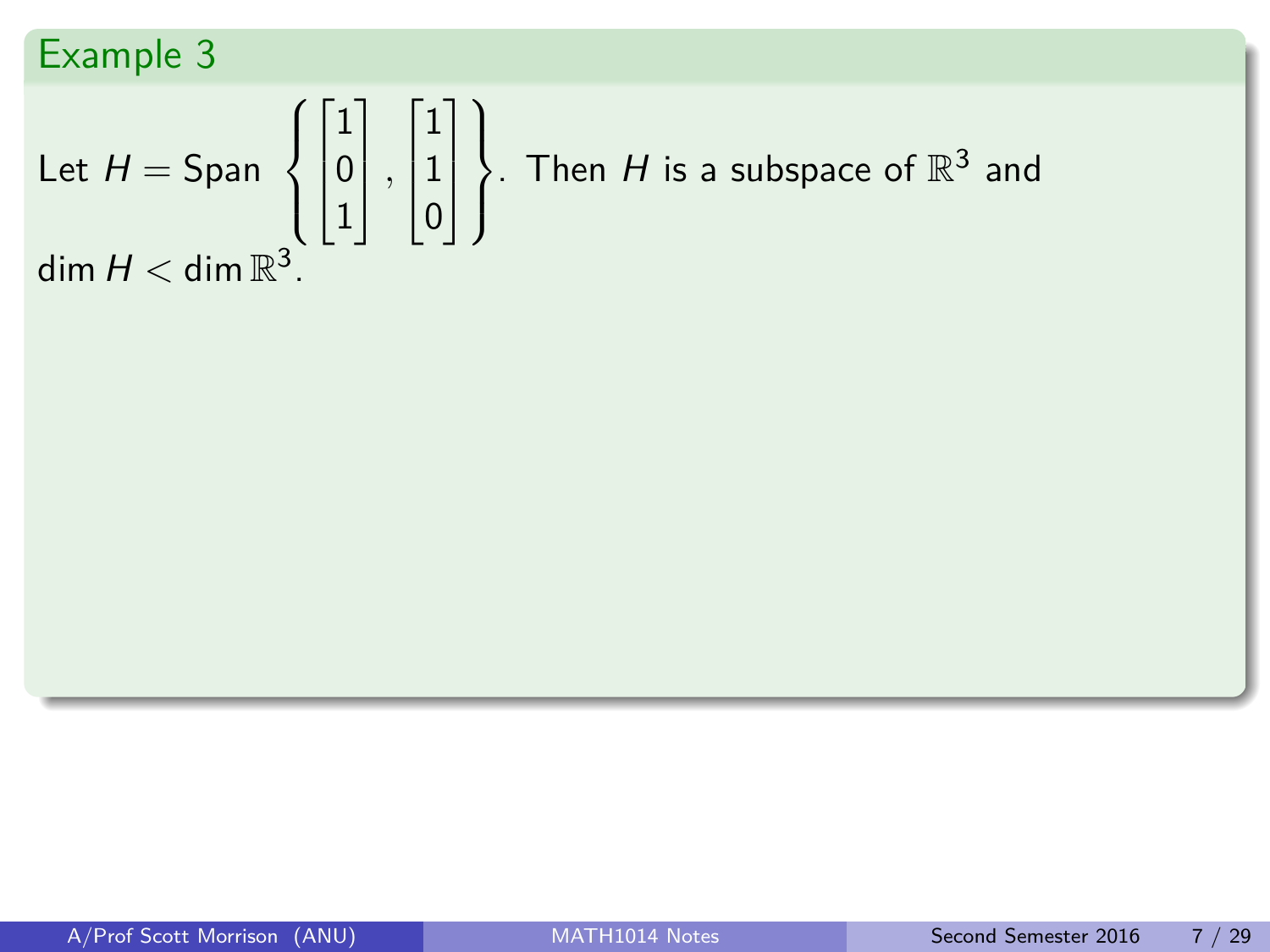## Example 3

Let $H = \text{Span}\left\{\begin{bmatrix}1\\0\\1\end{bmatrix}, \begin{bmatrix}1\\1\\0\end{bmatrix}\right\}$. Then $H$ is a subspace of $\mathbb{R}^3$ and $\dim H < \dim \mathbb{R}^3$.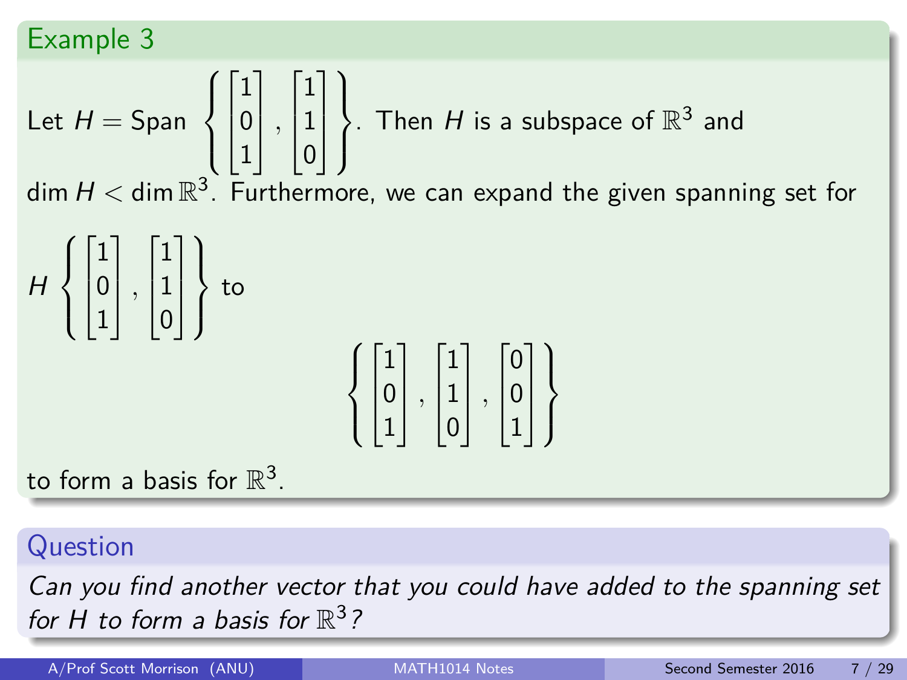## Example 3

Let $H = \text{Span}\left\{ \begin{bmatrix} 1 \\ 0 \\ 1 \end{bmatrix}, \begin{bmatrix} 1 \\ 1 \\ 0 \end{bmatrix} \right\}$. Then $H$ is a subspace of $\mathbb{R}^3$ and $\dim H < \dim \mathbb{R}^3$. Furthermore, we can expand the given spanning set for $H$ $\left\{ \begin{bmatrix} 1 \\ 0 \\ 1 \end{bmatrix}, \begin{bmatrix} 1 \\ 1 \\ 0 \end{bmatrix} \right\}$ to

$$\left\{ \begin{bmatrix} 1 \\ 0 \\ 1 \end{bmatrix}, \begin{bmatrix} 1 \\ 1 \\ 0 \end{bmatrix}, \begin{bmatrix} 0 \\ 0 \\ 1 \end{bmatrix} \right\}$$

to form a basis for $\mathbb{R}^3$.

## Question

*Can you find another vector that you could have added to the spanning set for H to form a basis for* $\mathbb{R}^3$*?*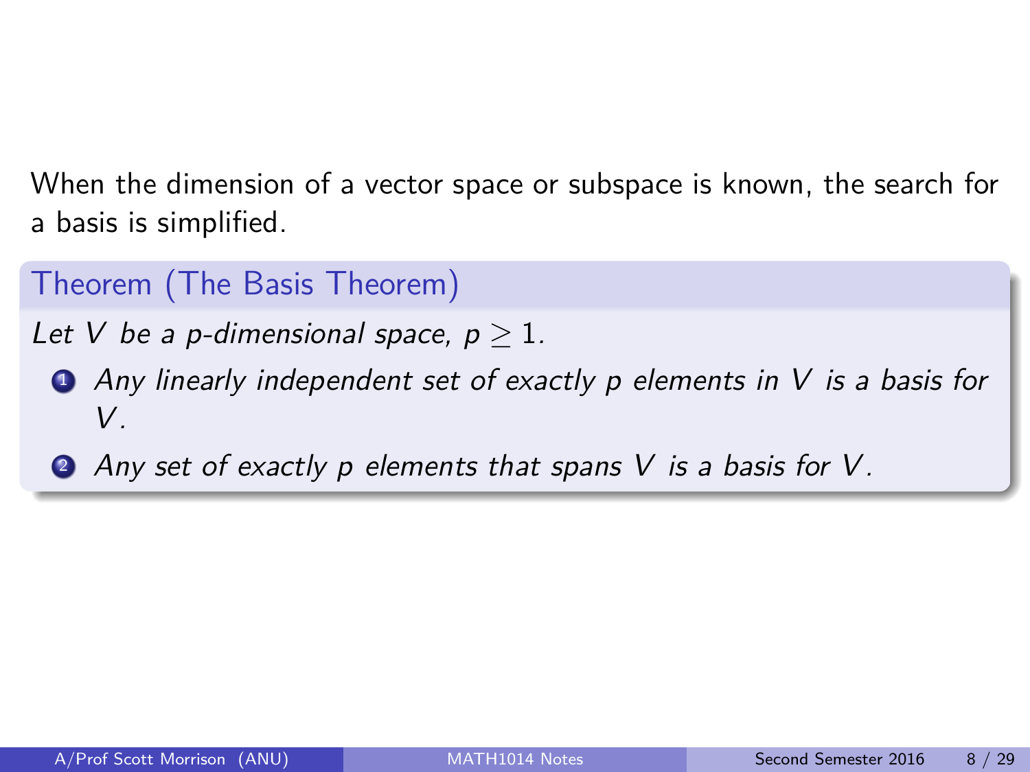When the dimension of a vector space or subspace is known, the search for a basis is simplified.

**Theorem (The Basis Theorem)**

*Let $V$ be a $p$-dimensional space, $p \geq 1$.*

1. *Any linearly independent set of exactly $p$ elements in $V$ is a basis for $V$.*
2. *Any set of exactly $p$ elements that spans $V$ is a basis for $V$.*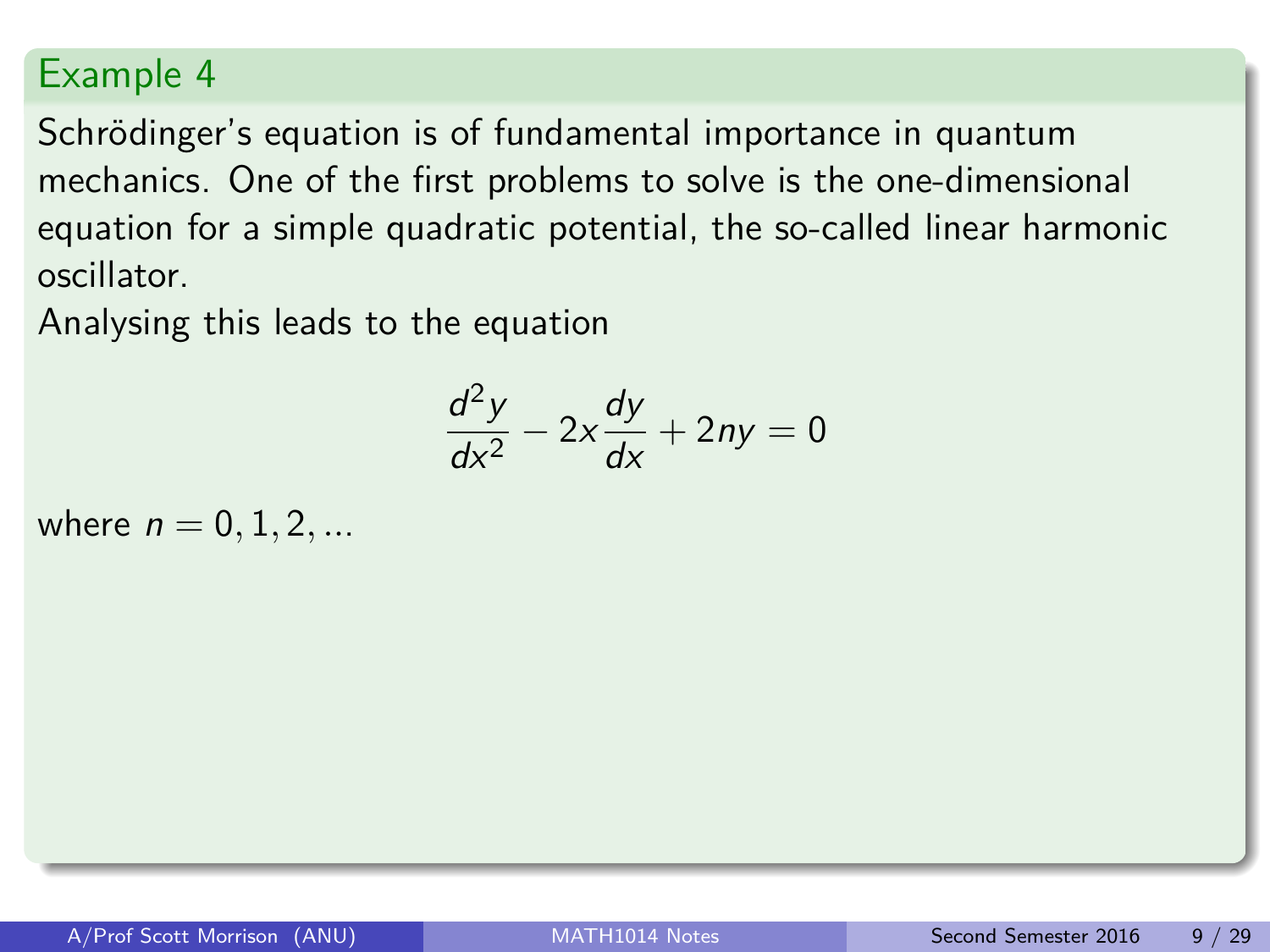## Example 4

Schrödinger's equation is of fundamental importance in quantum mechanics. One of the first problems to solve is the one-dimensional equation for a simple quadratic potential, the so-called linear harmonic oscillator.

Analysing this leads to the equation

$$\frac{d^2y}{dx^2} - 2x\frac{dy}{dx} + 2ny = 0$$

where $n = 0, 1, 2, ...$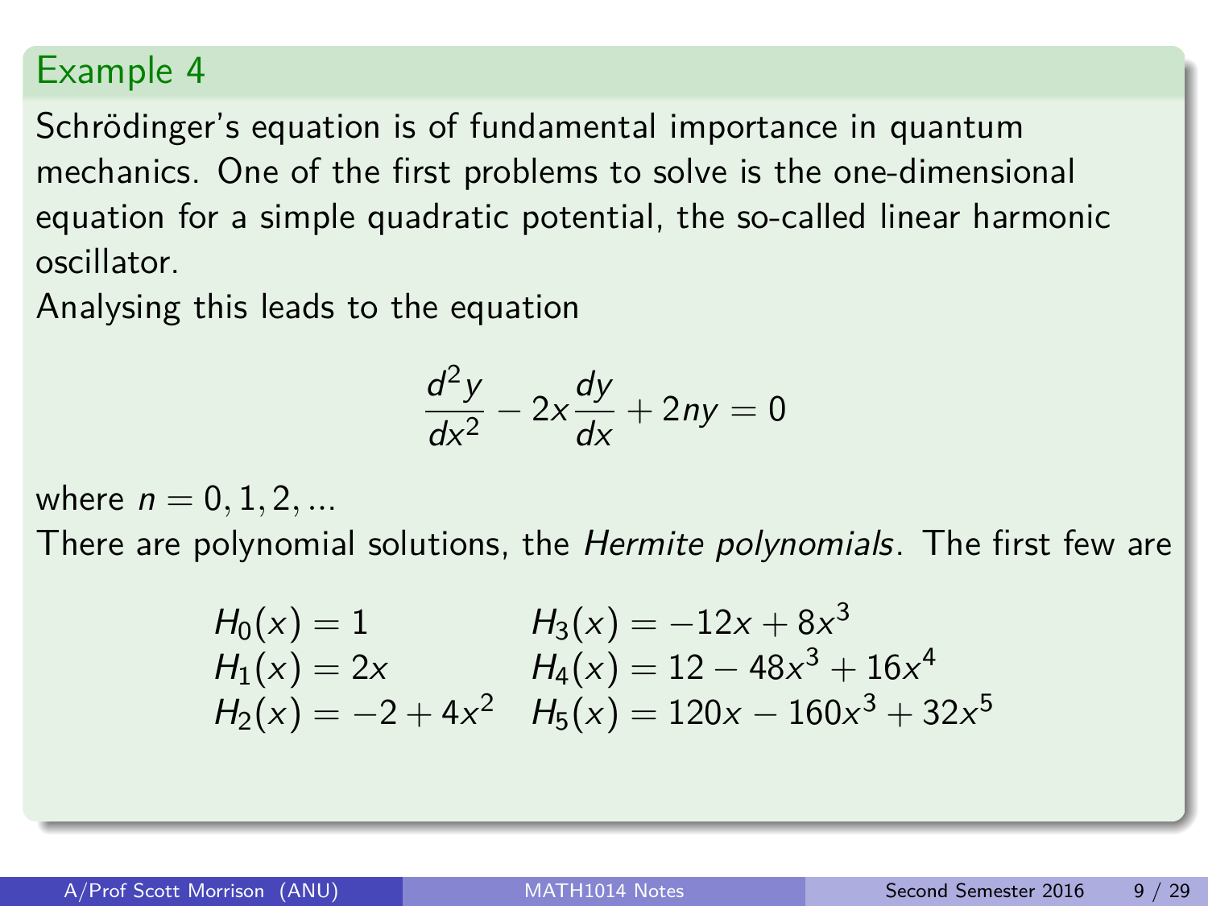## Example 4

Schrödinger's equation is of fundamental importance in quantum mechanics. One of the first problems to solve is the one-dimensional equation for a simple quadratic potential, the so-called linear harmonic oscillator.

Analysing this leads to the equation

$$\frac{d^2y}{dx^2} - 2x\frac{dy}{dx} + 2ny = 0$$

where $n = 0, 1, 2, ...$

There are polynomial solutions, the *Hermite polynomials*. The first few are

$$\begin{array}{ll} H_0(x) = 1 & H_3(x) = -12x + 8x^3 \\ H_1(x) = 2x & H_4(x) = 12 - 48x^3 + 16x^4 \\ H_2(x) = -2 + 4x^2 & H_5(x) = 120x - 160x^3 + 32x^5 \end{array}$$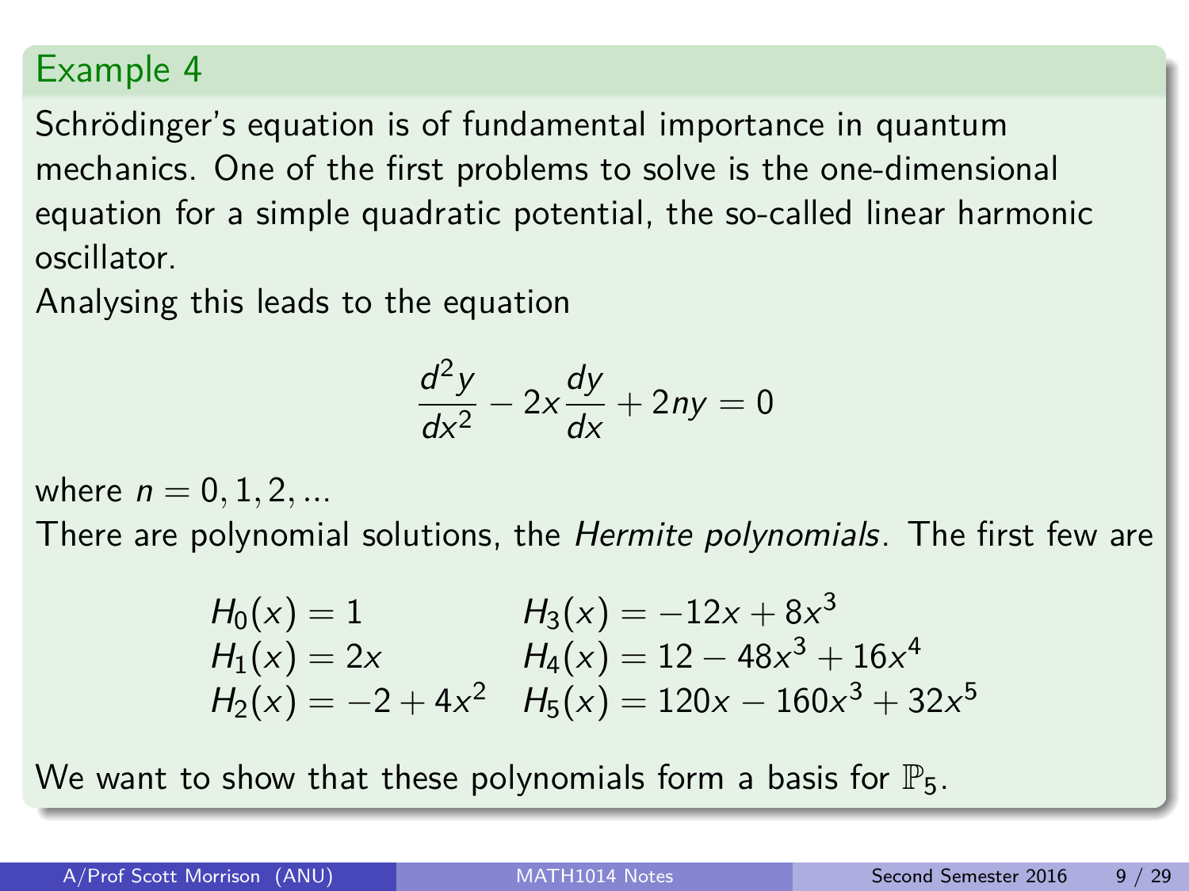## Example 4

Schrödinger's equation is of fundamental importance in quantum mechanics. One of the first problems to solve is the one-dimensional equation for a simple quadratic potential, the so-called linear harmonic oscillator.

Analysing this leads to the equation

$$\frac{d^2y}{dx^2} - 2x\frac{dy}{dx} + 2ny = 0$$

where $n = 0, 1, 2, ...$

There are polynomial solutions, the *Hermite polynomials*. The first few are

$$\begin{array}{ll} H_0(x) = 1 & H_3(x) = -12x + 8x^3 \\ H_1(x) = 2x & H_4(x) = 12 - 48x^3 + 16x^4 \\ H_2(x) = -2 + 4x^2 & H_5(x) = 120x - 160x^3 + 32x^5 \end{array}$$

We want to show that these polynomials form a basis for $\mathbb{P}_5$.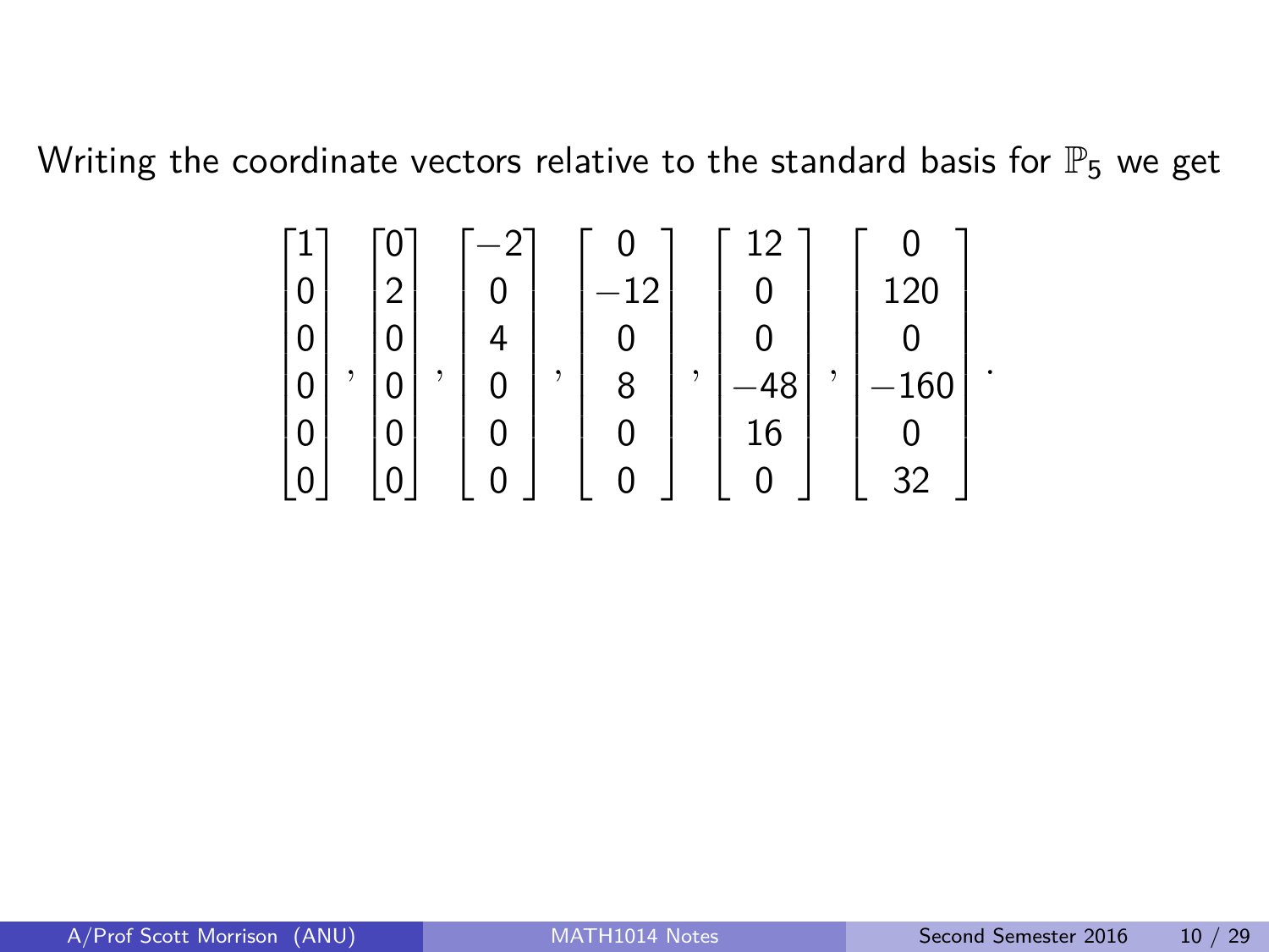Writing the coordinate vectors relative to the standard basis for $\mathbb{P}_5$ we get

$$\begin{bmatrix} 1 \\ 0 \\ 0 \\ 0 \\ 0 \\ 0 \end{bmatrix}, \begin{bmatrix} 0 \\ 2 \\ 0 \\ 0 \\ 0 \\ 0 \end{bmatrix}, \begin{bmatrix} -2 \\ 0 \\ 4 \\ 0 \\ 0 \\ 0 \end{bmatrix}, \begin{bmatrix} 0 \\ -12 \\ 0 \\ 8 \\ 0 \\ 0 \end{bmatrix}, \begin{bmatrix} 12 \\ 0 \\ 0 \\ -48 \\ 16 \\ 0 \end{bmatrix}, \begin{bmatrix} 0 \\ 120 \\ 0 \\ -160 \\ 0 \\ 32 \end{bmatrix}.$$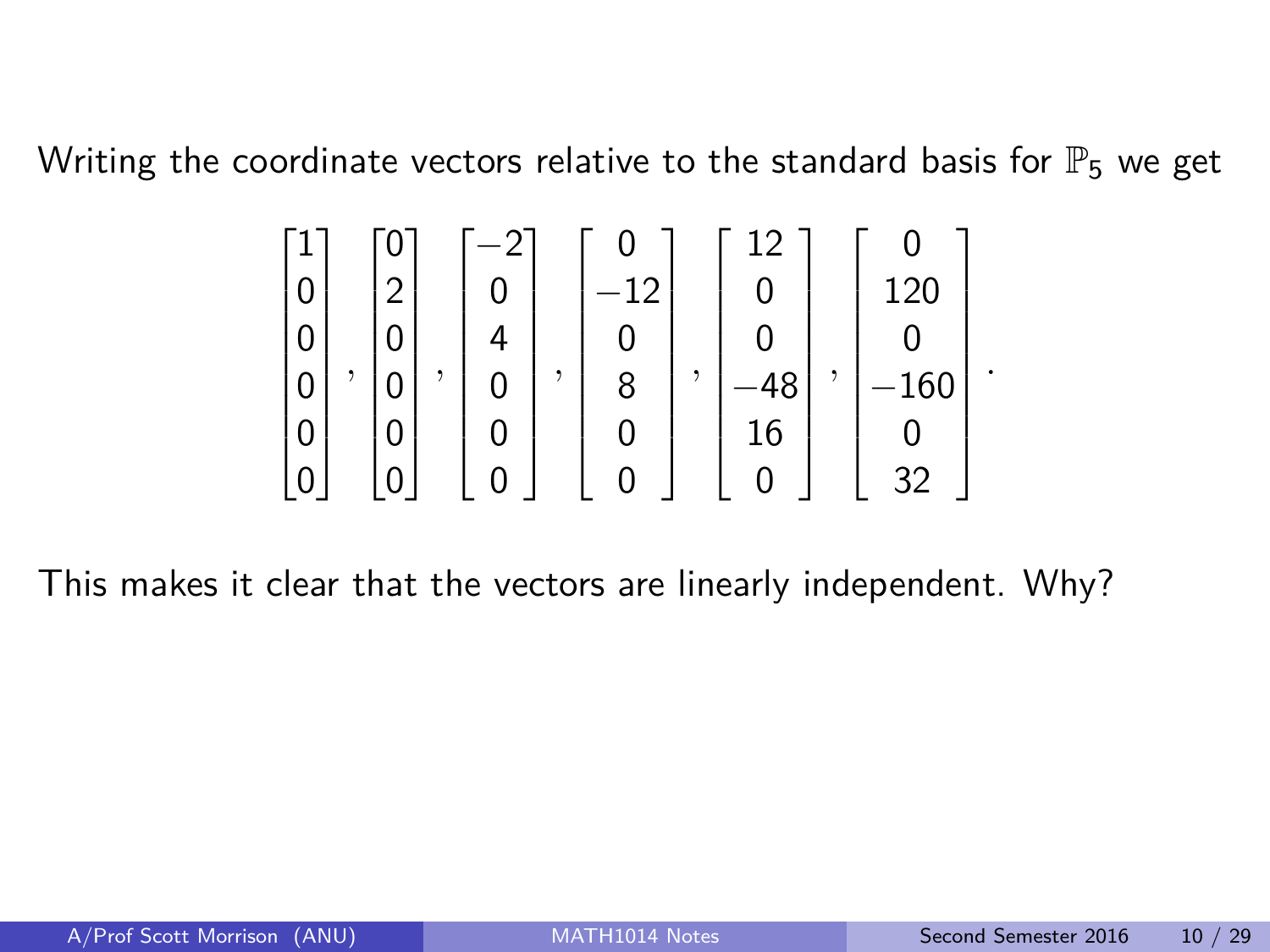Writing the coordinate vectors relative to the standard basis for $\mathbb{P}_5$ we get

$$\begin{bmatrix}1\\0\\0\\0\\0\\0\end{bmatrix}, \begin{bmatrix}0\\2\\0\\0\\0\\0\end{bmatrix}, \begin{bmatrix}-2\\0\\4\\0\\0\\0\end{bmatrix}, \begin{bmatrix}0\\-12\\0\\8\\0\\0\end{bmatrix}, \begin{bmatrix}12\\0\\0\\-48\\16\\0\end{bmatrix}, \begin{bmatrix}0\\120\\0\\-160\\0\\32\end{bmatrix}.$$

This makes it clear that the vectors are linearly independent. Why?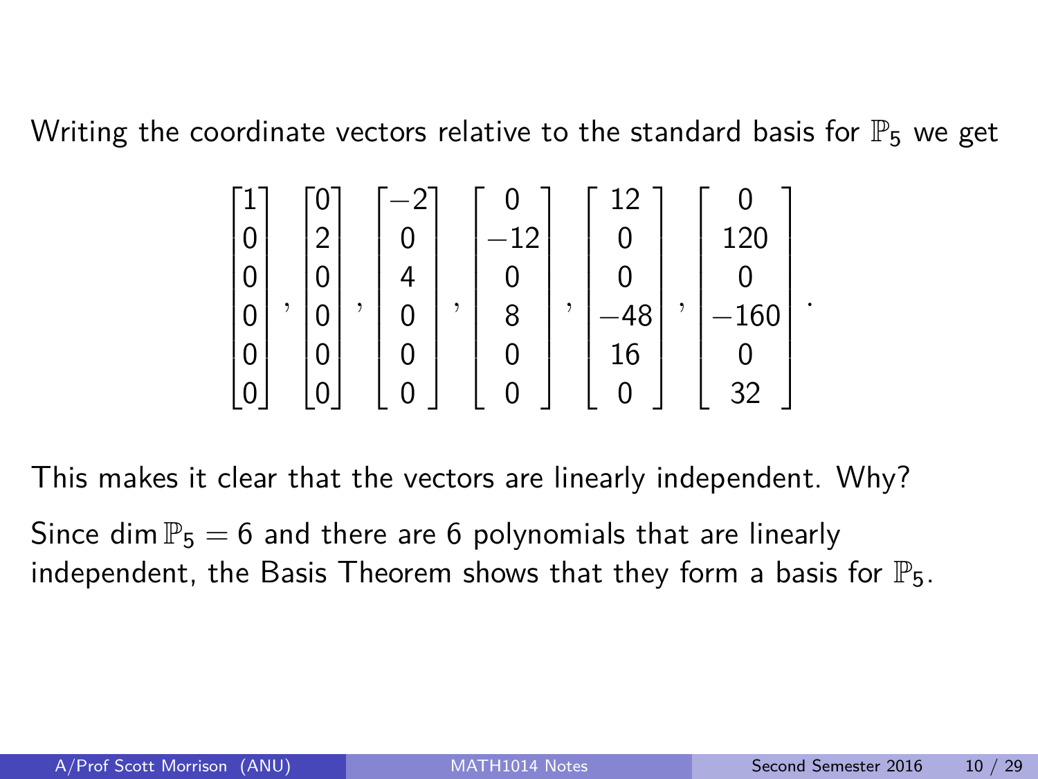Writing the coordinate vectors relative to the standard basis for $\mathbb{P}_5$ we get

$$\begin{bmatrix} 1 \\ 0 \\ 0 \\ 0 \\ 0 \\ 0 \end{bmatrix}, \begin{bmatrix} 0 \\ 2 \\ 0 \\ 0 \\ 0 \\ 0 \end{bmatrix}, \begin{bmatrix} -2 \\ 0 \\ 4 \\ 0 \\ 0 \\ 0 \end{bmatrix}, \begin{bmatrix} 0 \\ -12 \\ 0 \\ 8 \\ 0 \\ 0 \end{bmatrix}, \begin{bmatrix} 12 \\ 0 \\ 0 \\ -48 \\ 16 \\ 0 \end{bmatrix}, \begin{bmatrix} 0 \\ 120 \\ 0 \\ -160 \\ 0 \\ 32 \end{bmatrix}.$$

This makes it clear that the vectors are linearly independent. Why?

Since $\dim \mathbb{P}_5 = 6$ and there are 6 polynomials that are linearly independent, the Basis Theorem shows that they form a basis for $\mathbb{P}_5$.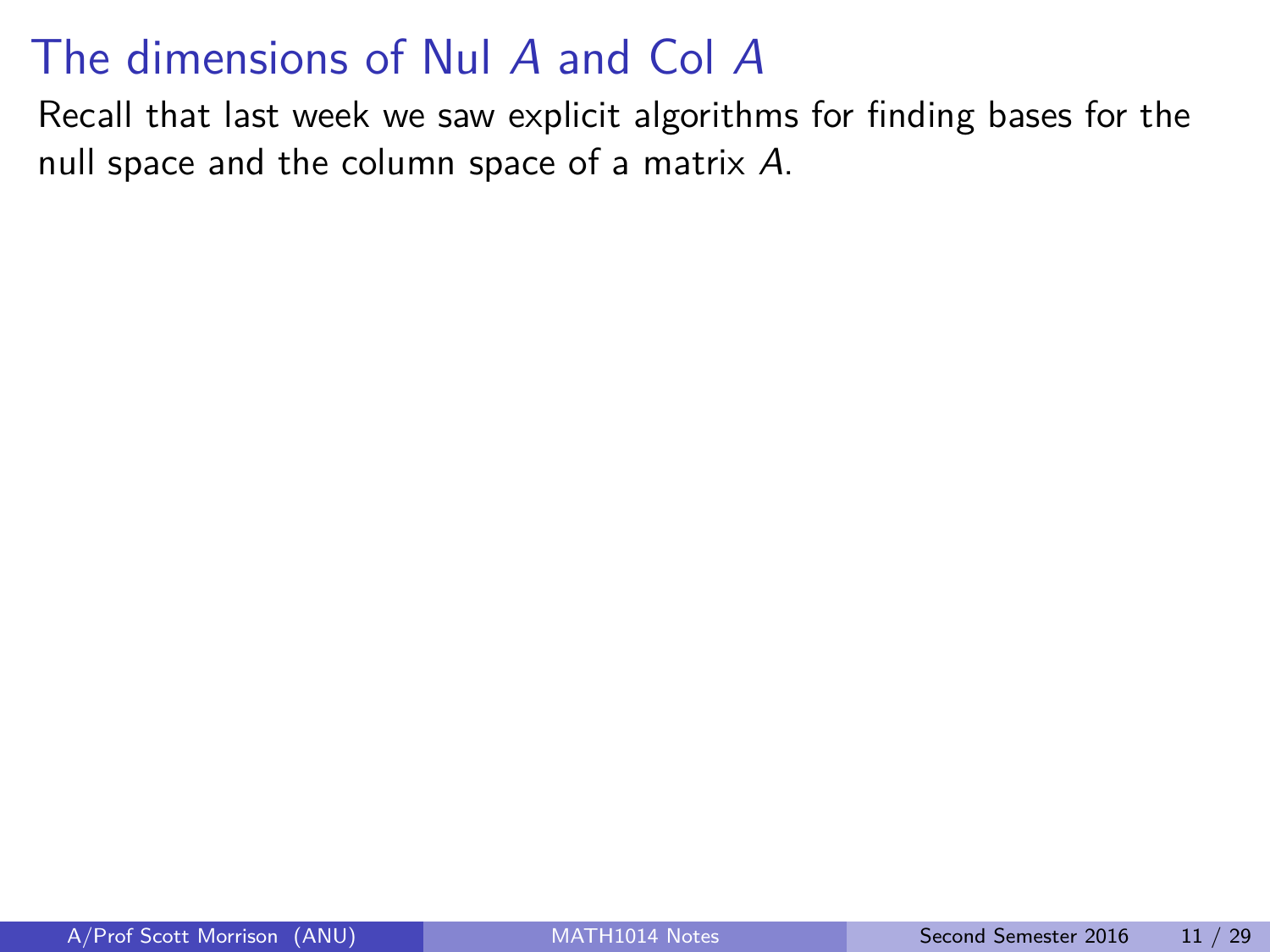# The dimensions of Nul $A$ and Col $A$

Recall that last week we saw explicit algorithms for finding bases for the null space and the column space of a matrix $A$.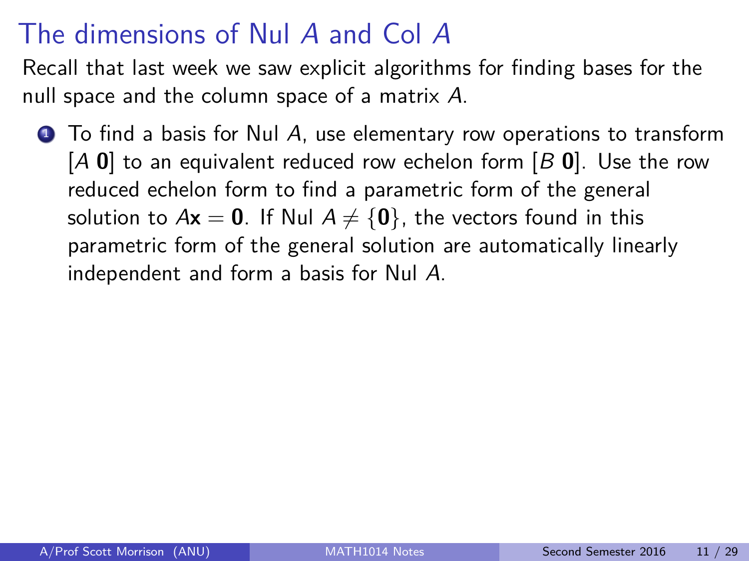# The dimensions of Nul $A$ and Col $A$

Recall that last week we saw explicit algorithms for finding bases for the null space and the column space of a matrix $A$.

1. To find a basis for Nul $A$, use elementary row operations to transform $[A\ \mathbf{0}]$ to an equivalent reduced row echelon form $[B\ \mathbf{0}]$. Use the row reduced echelon form to find a parametric form of the general solution to $A\mathbf{x} = \mathbf{0}$. If Nul $A \neq \{\mathbf{0}\}$, the vectors found in this parametric form of the general solution are automatically linearly independent and form a basis for Nul $A$.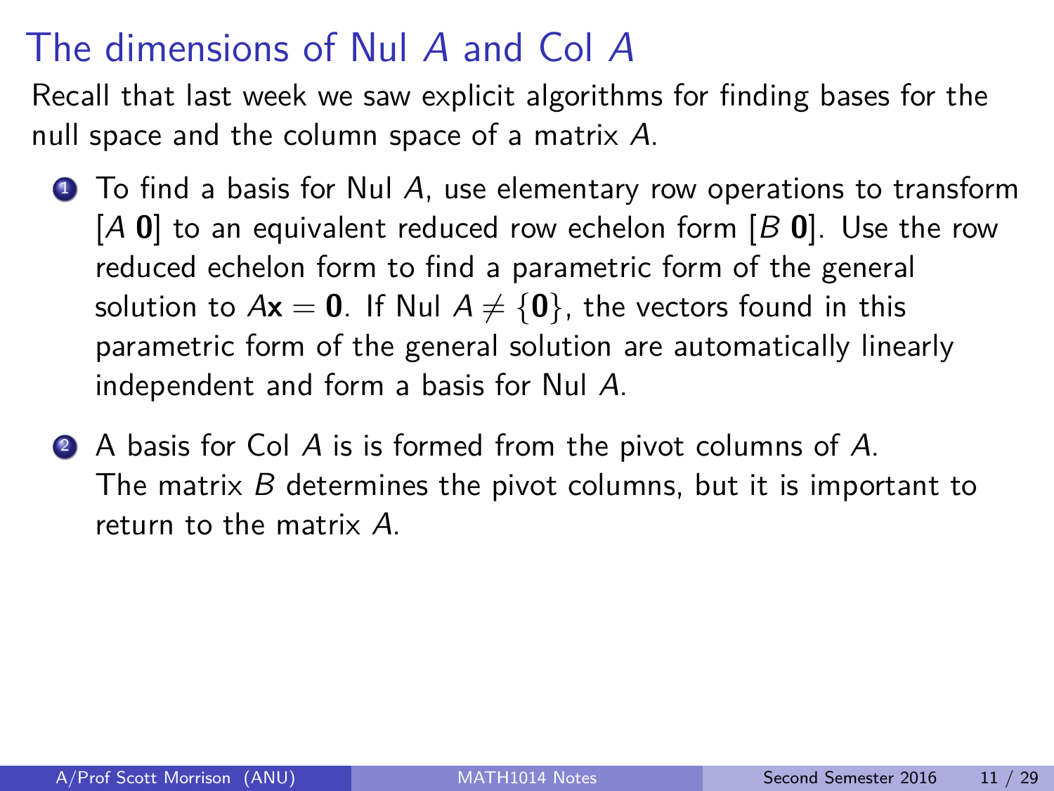# The dimensions of Nul $A$ and Col $A$

Recall that last week we saw explicit algorithms for finding bases for the null space and the column space of a matrix $A$.

1. To find a basis for Nul $A$, use elementary row operations to transform $[A\ \mathbf{0}]$ to an equivalent reduced row echelon form $[B\ \mathbf{0}]$. Use the row reduced echelon form to find a parametric form of the general solution to $A\mathbf{x} = \mathbf{0}$. If Nul $A \neq \{\mathbf{0}\}$, the vectors found in this parametric form of the general solution are automatically linearly independent and form a basis for Nul $A$.

2. A basis for Col $A$ is is formed from the pivot columns of $A$. The matrix $B$ determines the pivot columns, but it is important to return to the matrix $A$.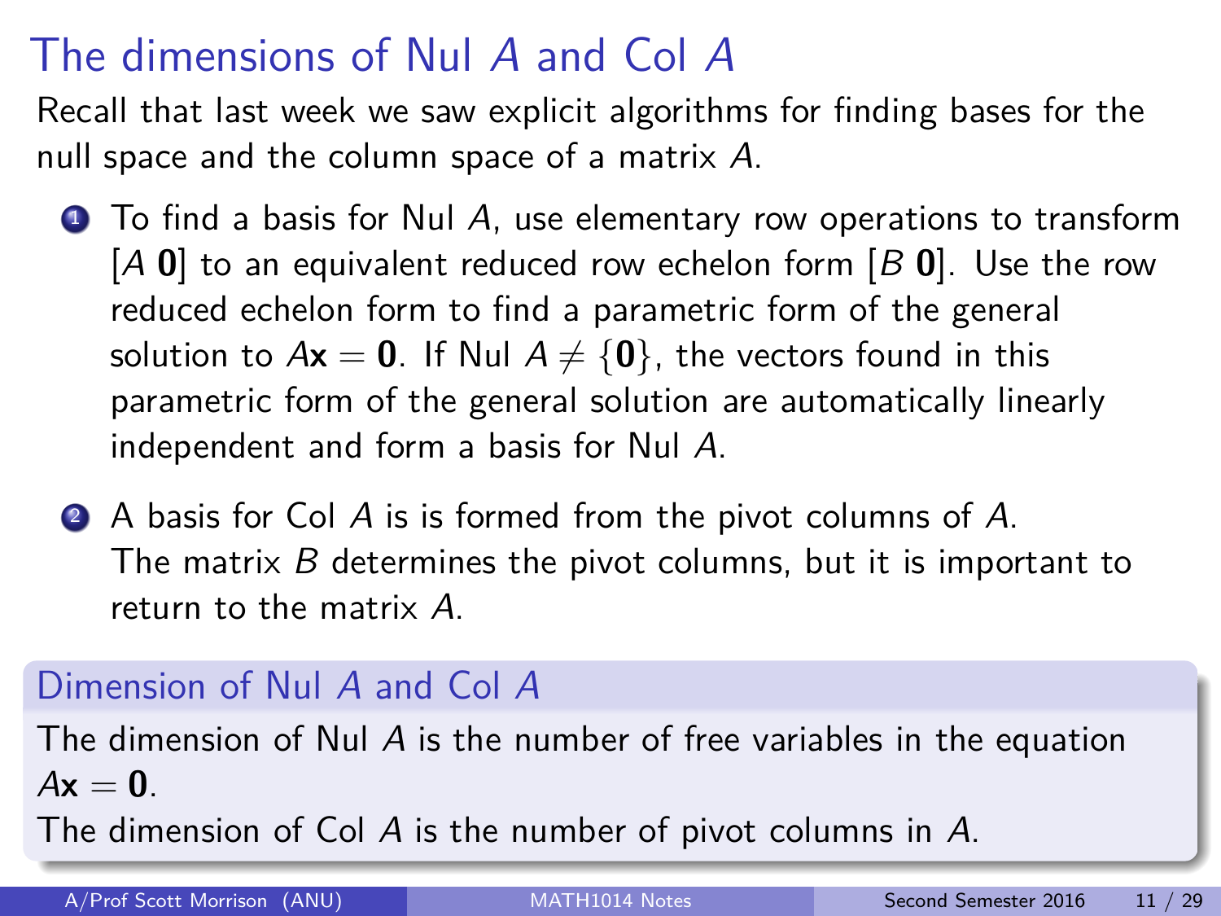# The dimensions of Nul $A$ and Col $A$

Recall that last week we saw explicit algorithms for finding bases for the null space and the column space of a matrix $A$.

1. To find a basis for Nul $A$, use elementary row operations to transform $[A\ \mathbf{0}]$ to an equivalent reduced row echelon form $[B\ \mathbf{0}]$. Use the row reduced echelon form to find a parametric form of the general solution to $A\mathbf{x} = \mathbf{0}$. If Nul $A \neq \{\mathbf{0}\}$, the vectors found in this parametric form of the general solution are automatically linearly independent and form a basis for Nul $A$.

2. A basis for Col $A$ is is formed from the pivot columns of $A$. The matrix $B$ determines the pivot columns, but it is important to return to the matrix $A$.

## Dimension of Nul $A$ and Col $A$

The dimension of Nul $A$ is the number of free variables in the equation $A\mathbf{x} = \mathbf{0}$.

The dimension of Col $A$ is the number of pivot columns in $A$.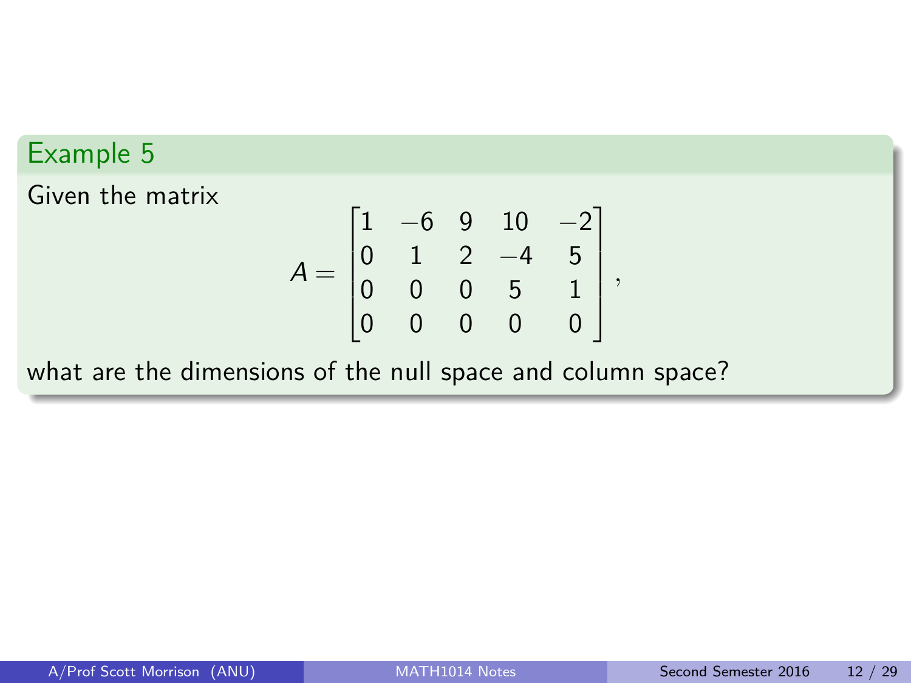## Example 5

Given the matrix

$$A = \begin{bmatrix} 1 & -6 & 9 & 10 & -2 \\ 0 & 1 & 2 & -4 & 5 \\ 0 & 0 & 0 & 5 & 1 \\ 0 & 0 & 0 & 0 & 0 \end{bmatrix},$$

what are the dimensions of the null space and column space?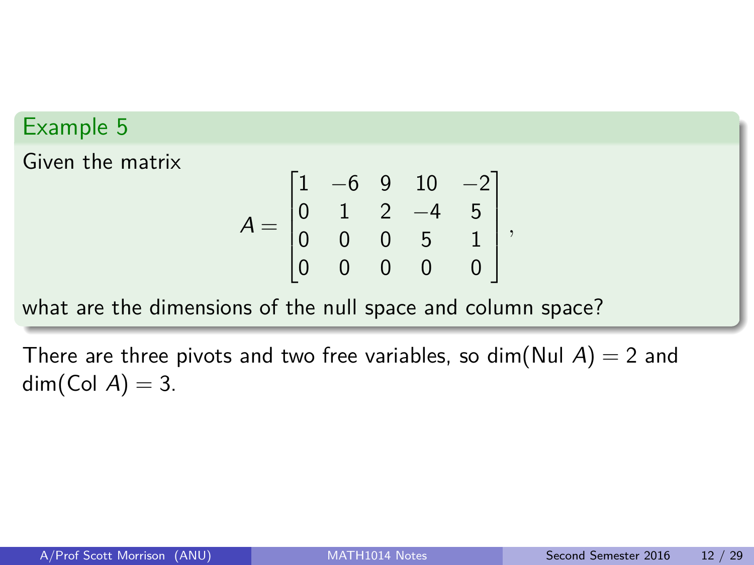### Example 5

Given the matrix

$$A = \begin{bmatrix} 1 & -6 & 9 & 10 & -2 \\ 0 & 1 & 2 & -4 & 5 \\ 0 & 0 & 0 & 5 & 1 \\ 0 & 0 & 0 & 0 & 0 \end{bmatrix},$$

what are the dimensions of the null space and column space?

There are three pivots and two free variables, so $\dim(\text{Nul } A) = 2$ and $\dim(\text{Col } A) = 3$.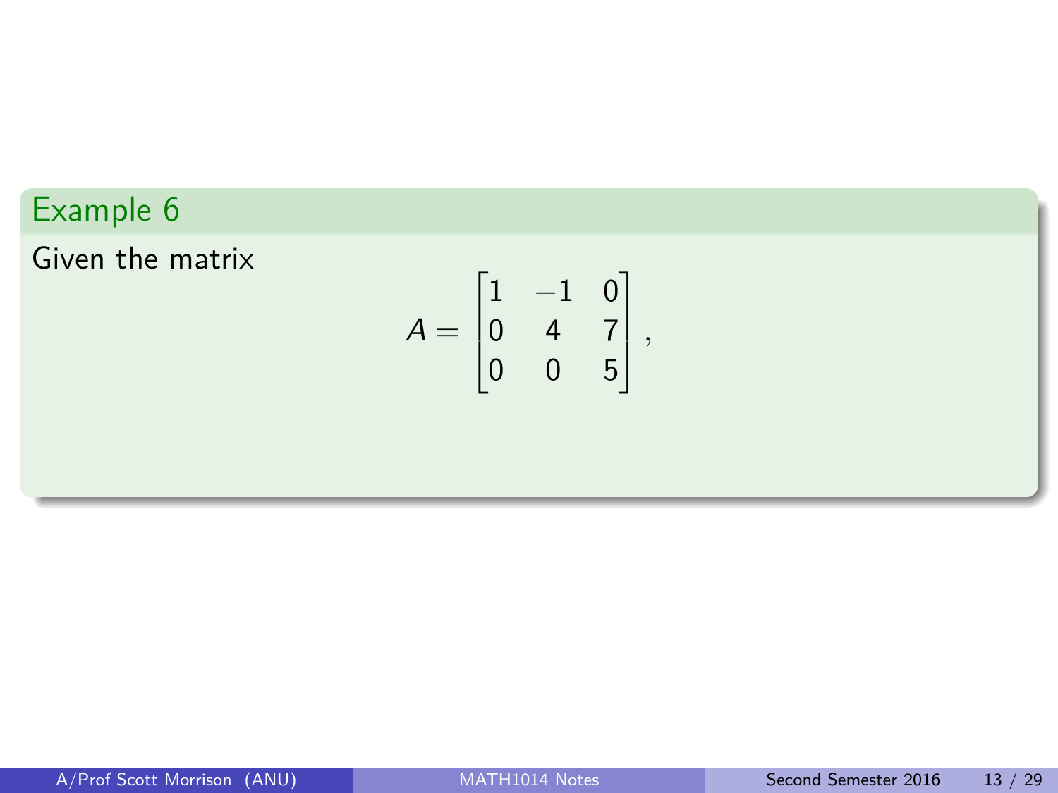## Example 6

Given the matrix

$$A = \begin{bmatrix} 1 & -1 & 0 \\ 0 & 4 & 7 \\ 0 & 0 & 5 \end{bmatrix},$$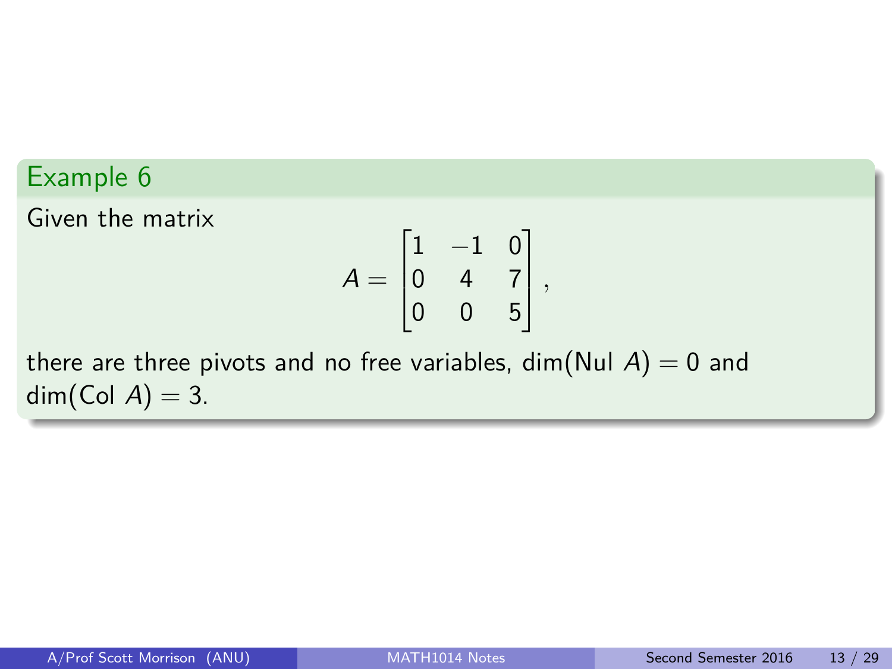### Example 6

Given the matrix

$$A = \begin{bmatrix} 1 & -1 & 0 \\ 0 & 4 & 7 \\ 0 & 0 & 5 \end{bmatrix},$$

there are three pivots and no free variables, $\dim(\text{Nul } A) = 0$ and $\dim(\text{Col } A) = 3$.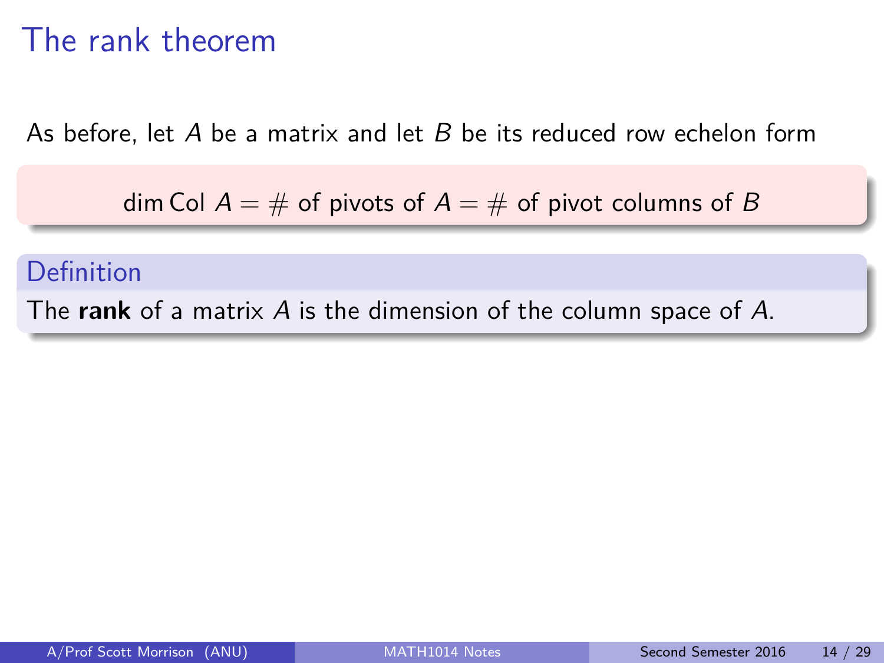# The rank theorem

As before, let $A$ be a matrix and let $B$ be its reduced row echelon form

$$\dim \operatorname{Col} A = \# \text{ of pivots of } A = \# \text{ of pivot columns of } B$$

**Definition**

The **rank** of a matrix $A$ is the dimension of the column space of $A$.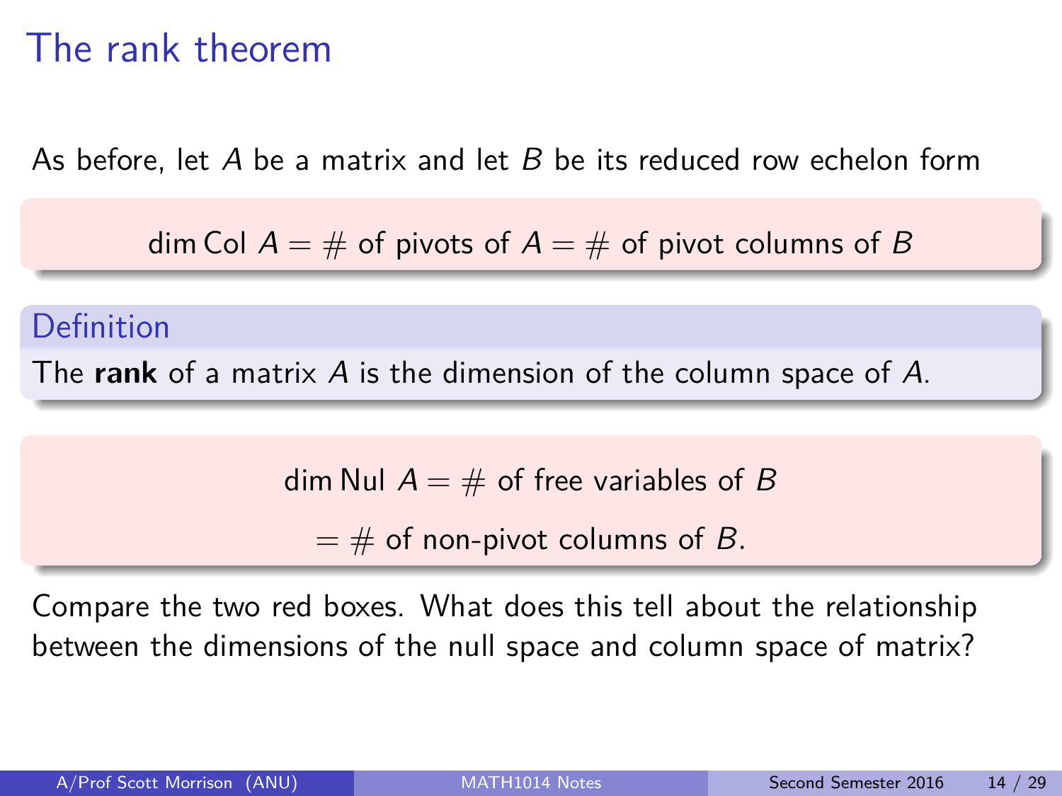# The rank theorem

As before, let $A$ be a matrix and let $B$ be its reduced row echelon form

$$\dim \text{Col } A = \# \text{ of pivots of } A = \# \text{ of pivot columns of } B$$

**Definition**

The **rank** of a matrix $A$ is the dimension of the column space of $A$.

$$\dim \text{Nul } A = \# \text{ of free variables of } B$$

$$= \# \text{ of non-pivot columns of } B.$$

Compare the two red boxes. What does this tell about the relationship between the dimensions of the null space and column space of matrix?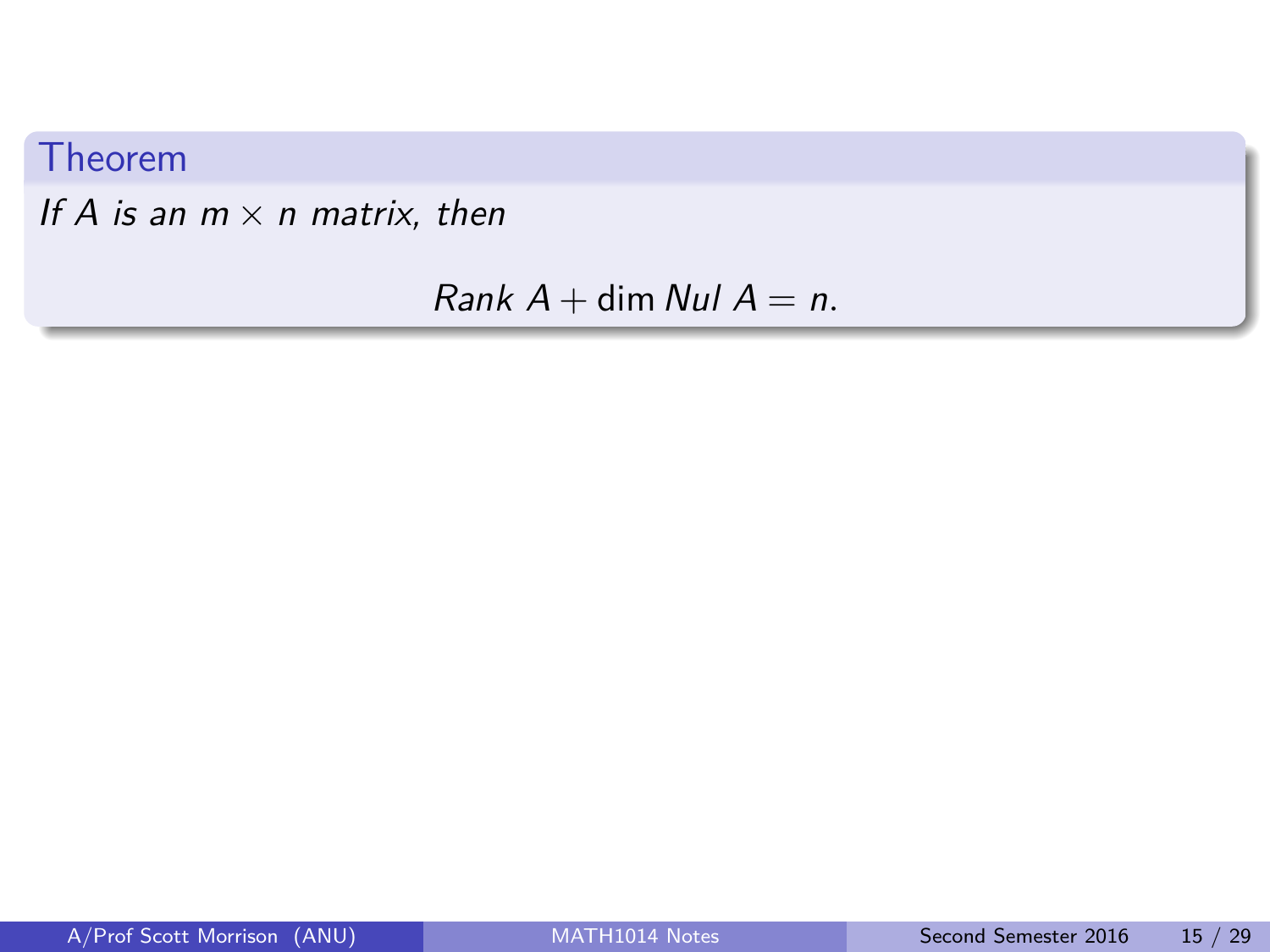**Theorem**

*If $A$ is an $m \times n$ matrix, then*

$$\text{Rank } A + \dim \text{Nul } A = n.$$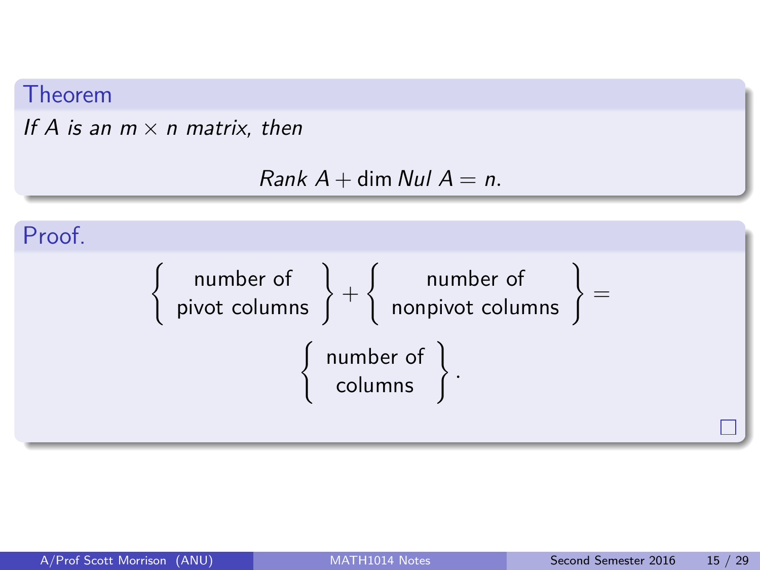**Theorem**

*If $A$ is an $m \times n$ matrix, then*

$$\mathit{Rank}\ A + \dim \mathit{Nul}\ A = n.$$

**Proof.**

$$\left\{ \begin{array}{c} \text{number of} \\ \text{pivot columns} \end{array} \right\} + \left\{ \begin{array}{c} \text{number of} \\ \text{nonpivot columns} \end{array} \right\} = \left\{ \begin{array}{c} \text{number of} \\ \text{columns} \end{array} \right\}.$$

□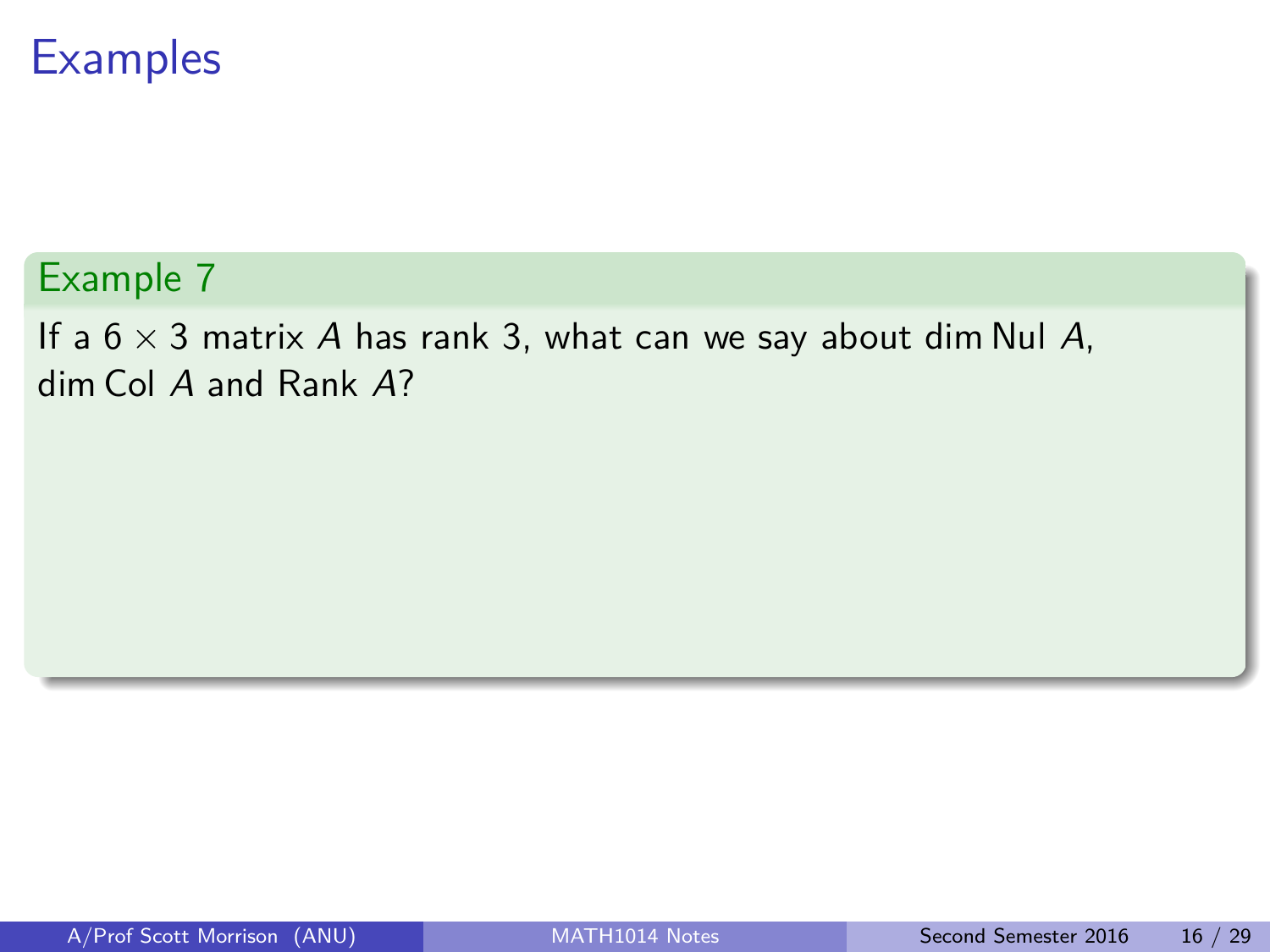# Examples

**Example 7**

If a $6 \times 3$ matrix $A$ has rank 3, what can we say about $\dim \text{Nul } A$, $\dim \text{Col } A$ and Rank $A$?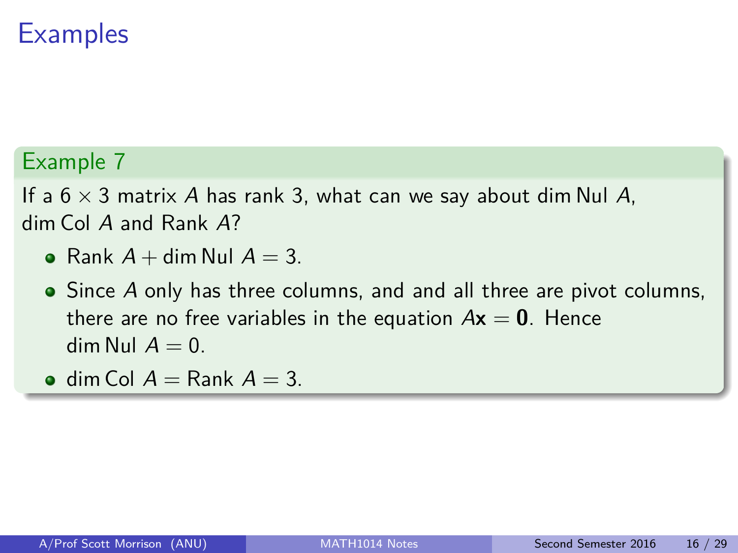# Examples

### Example 7

If a $6 \times 3$ matrix $A$ has rank 3, what can we say about $\dim \text{Nul } A$, $\dim \text{Col } A$ and Rank $A$?

- Rank $A + \dim \text{Nul } A = 3$.
- Since $A$ only has three columns, and and all three are pivot columns, there are no free variables in the equation $A\mathbf{x} = \mathbf{0}$. Hence $\dim \text{Nul } A = 0$.
- $\dim \text{Col } A = \text{Rank } A = 3$.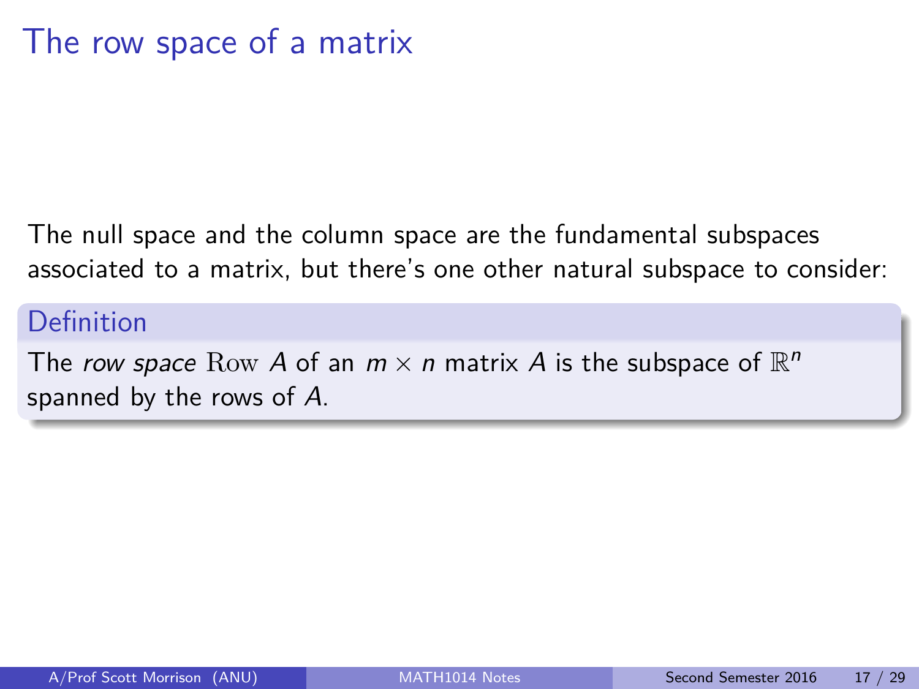# The row space of a matrix

The null space and the column space are the fundamental subspaces associated to a matrix, but there's one other natural subspace to consider:

**Definition**

The *row space* $\mathrm{Row}\ A$ of an $m \times n$ matrix $A$ is the subspace of $\mathbb{R}^n$ spanned by the rows of $A$.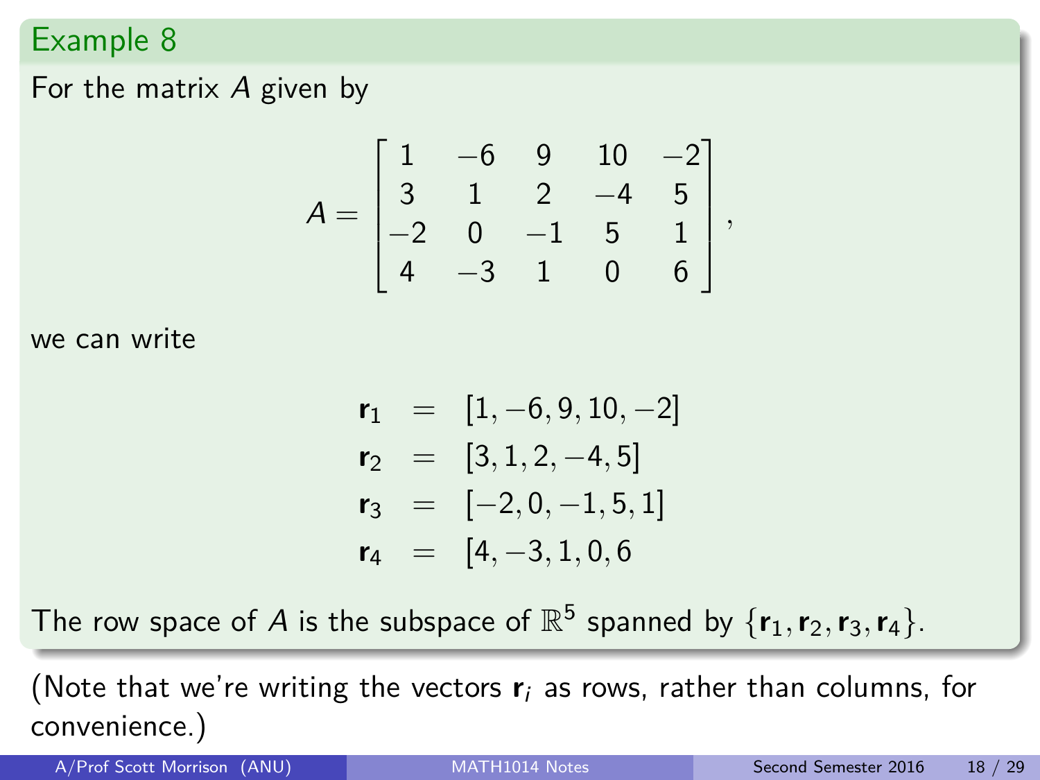## Example 8

For the matrix $A$ given by

$$A = \begin{bmatrix} 1 & -6 & 9 & 10 & -2 \\ 3 & 1 & 2 & -4 & 5 \\ -2 & 0 & -1 & 5 & 1 \\ 4 & -3 & 1 & 0 & 6 \end{bmatrix},$$

we can write

$$\begin{aligned} \mathbf{r}_1 &= [1, -6, 9, 10, -2] \\ \mathbf{r}_2 &= [3, 1, 2, -4, 5] \\ \mathbf{r}_3 &= [-2, 0, -1, 5, 1] \\ \mathbf{r}_4 &= [4, -3, 1, 0, 6 \end{aligned}$$

The row space of $A$ is the subspace of $\mathbb{R}^5$ spanned by $\{\mathbf{r}_1, \mathbf{r}_2, \mathbf{r}_3, \mathbf{r}_4\}$.

(Note that we're writing the vectors $\mathbf{r}_i$ as rows, rather than columns, for convenience.)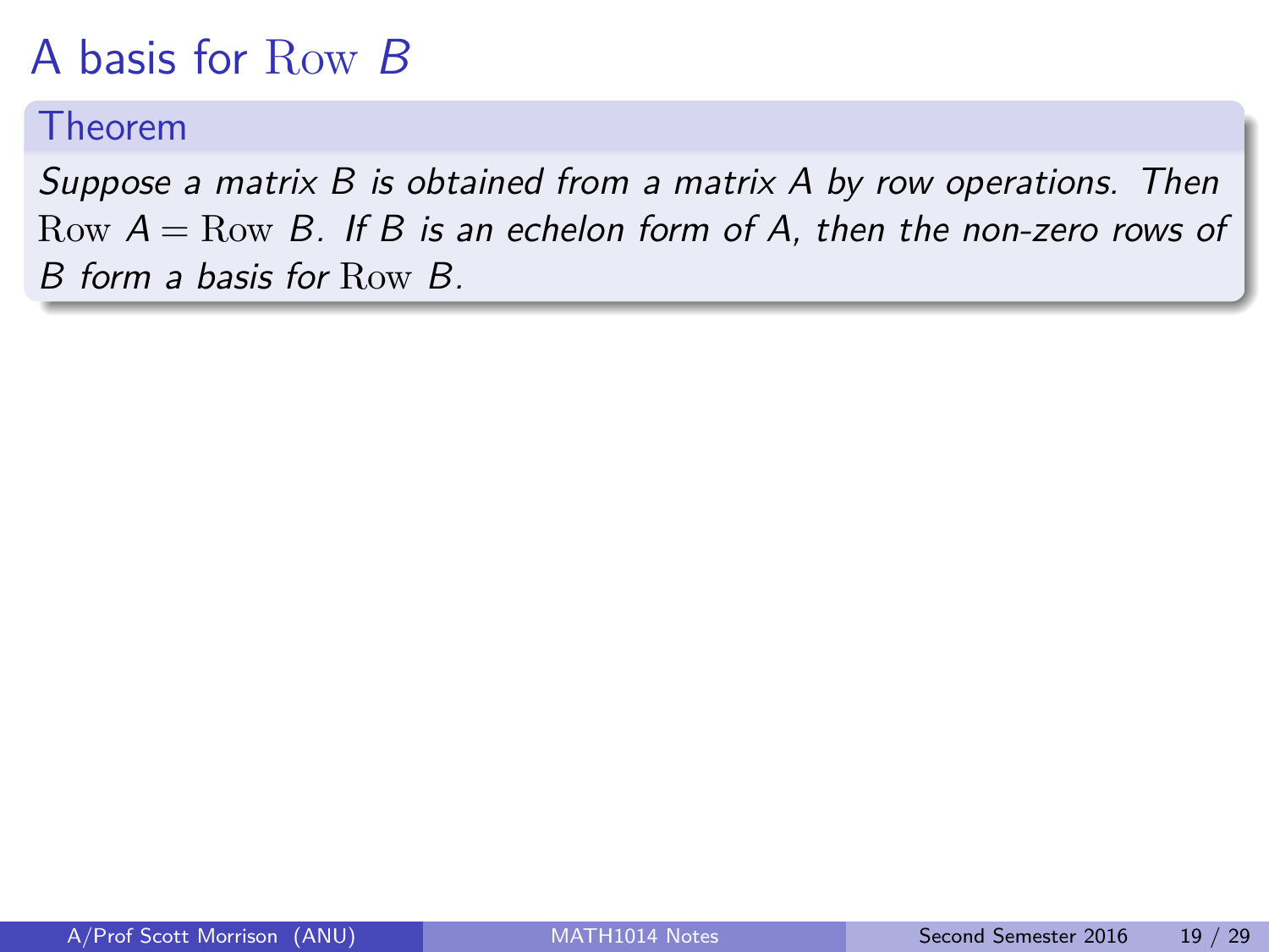# A basis for $\mathrm{Row}\ B$

**Theorem**

*Suppose a matrix $B$ is obtained from a matrix $A$ by row operations. Then $\mathrm{Row}\ A = \mathrm{Row}\ B$. If $B$ is an echelon form of $A$, then the non-zero rows of $B$ form a basis for $\mathrm{Row}\ B$.*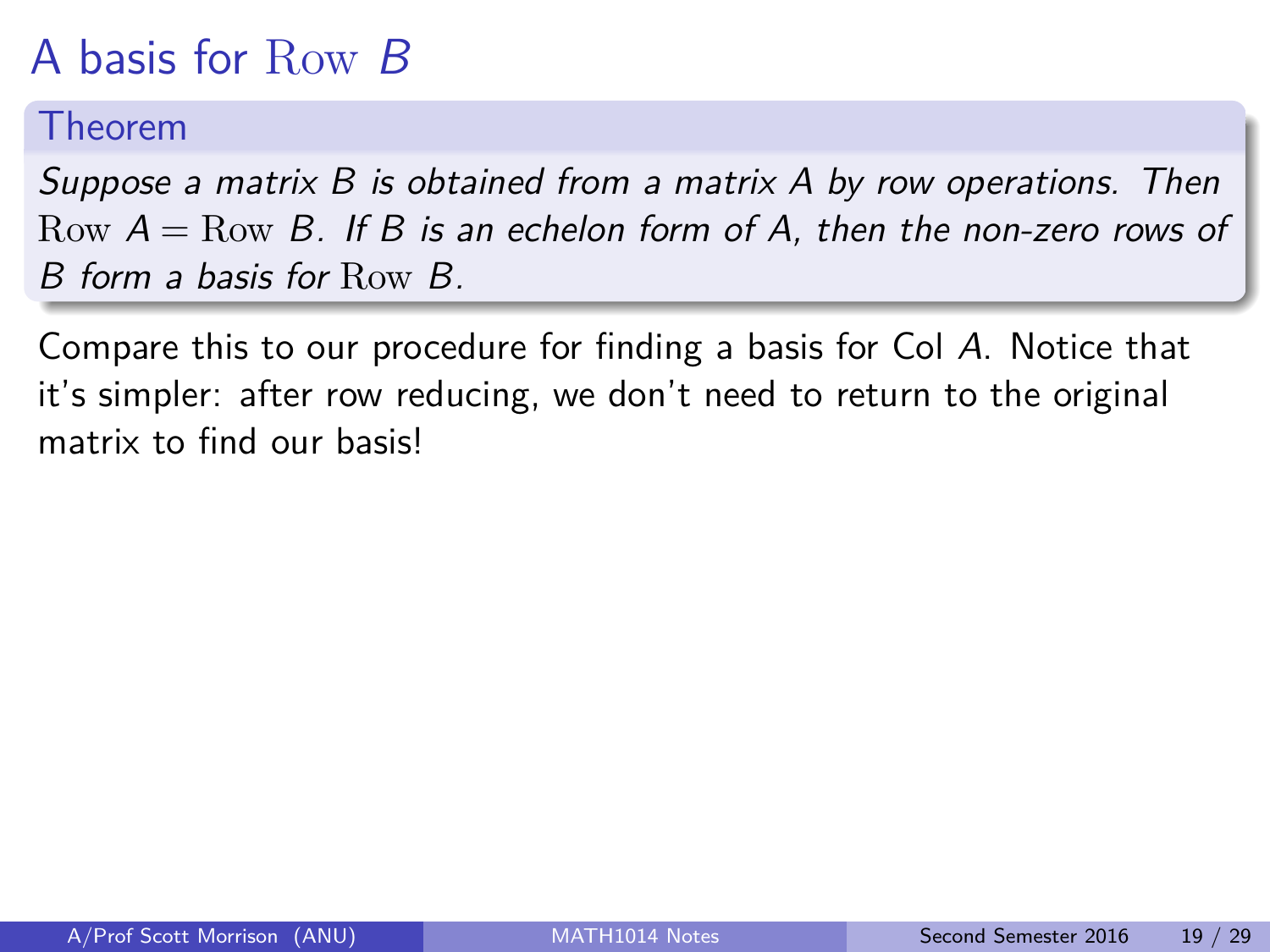# A basis for $\mathrm{Row}\ B$

**Theorem**

*Suppose a matrix $B$ is obtained from a matrix $A$ by row operations. Then $\mathrm{Row}\ A = \mathrm{Row}\ B$. If $B$ is an echelon form of $A$, then the non-zero rows of $B$ form a basis for $\mathrm{Row}\ B$.*

Compare this to our procedure for finding a basis for Col $A$. Notice that it's simpler: after row reducing, we don't need to return to the original matrix to find our basis!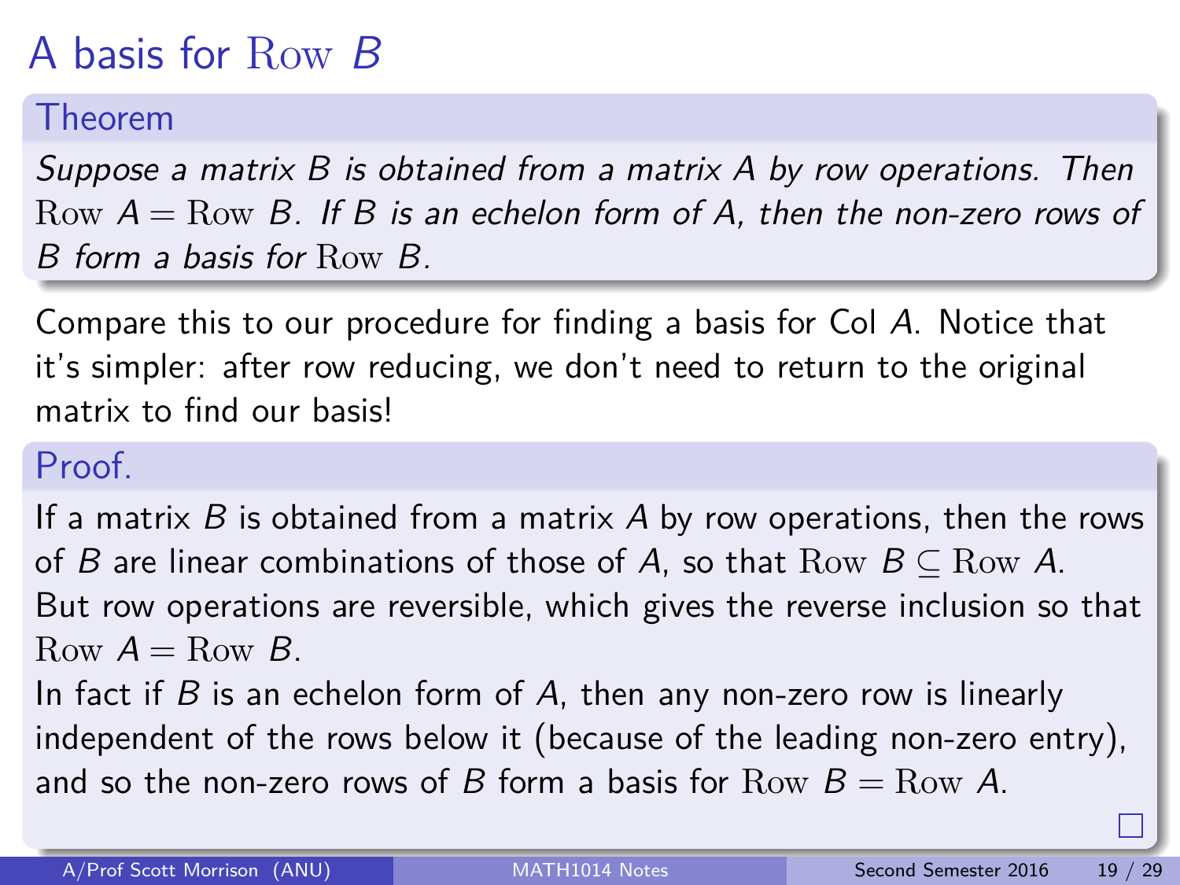# A basis for $\mathrm{Row}\ B$

**Theorem**

*Suppose a matrix $B$ is obtained from a matrix $A$ by row operations. Then $\mathrm{Row}\ A = \mathrm{Row}\ B$. If $B$ is an echelon form of $A$, then the non-zero rows of $B$ form a basis for $\mathrm{Row}\ B$.*

Compare this to our procedure for finding a basis for Col $A$. Notice that it's simpler: after row reducing, we don't need to return to the original matrix to find our basis!

**Proof.**

If a matrix $B$ is obtained from a matrix $A$ by row operations, then the rows of $B$ are linear combinations of those of $A$, so that $\mathrm{Row}\ B \subseteq \mathrm{Row}\ A$.
But row operations are reversible, which gives the reverse inclusion so that $\mathrm{Row}\ A = \mathrm{Row}\ B$.
In fact if $B$ is an echelon form of $A$, then any non-zero row is linearly independent of the rows below it (because of the leading non-zero entry), and so the non-zero rows of $B$ form a basis for $\mathrm{Row}\ B = \mathrm{Row}\ A$.

□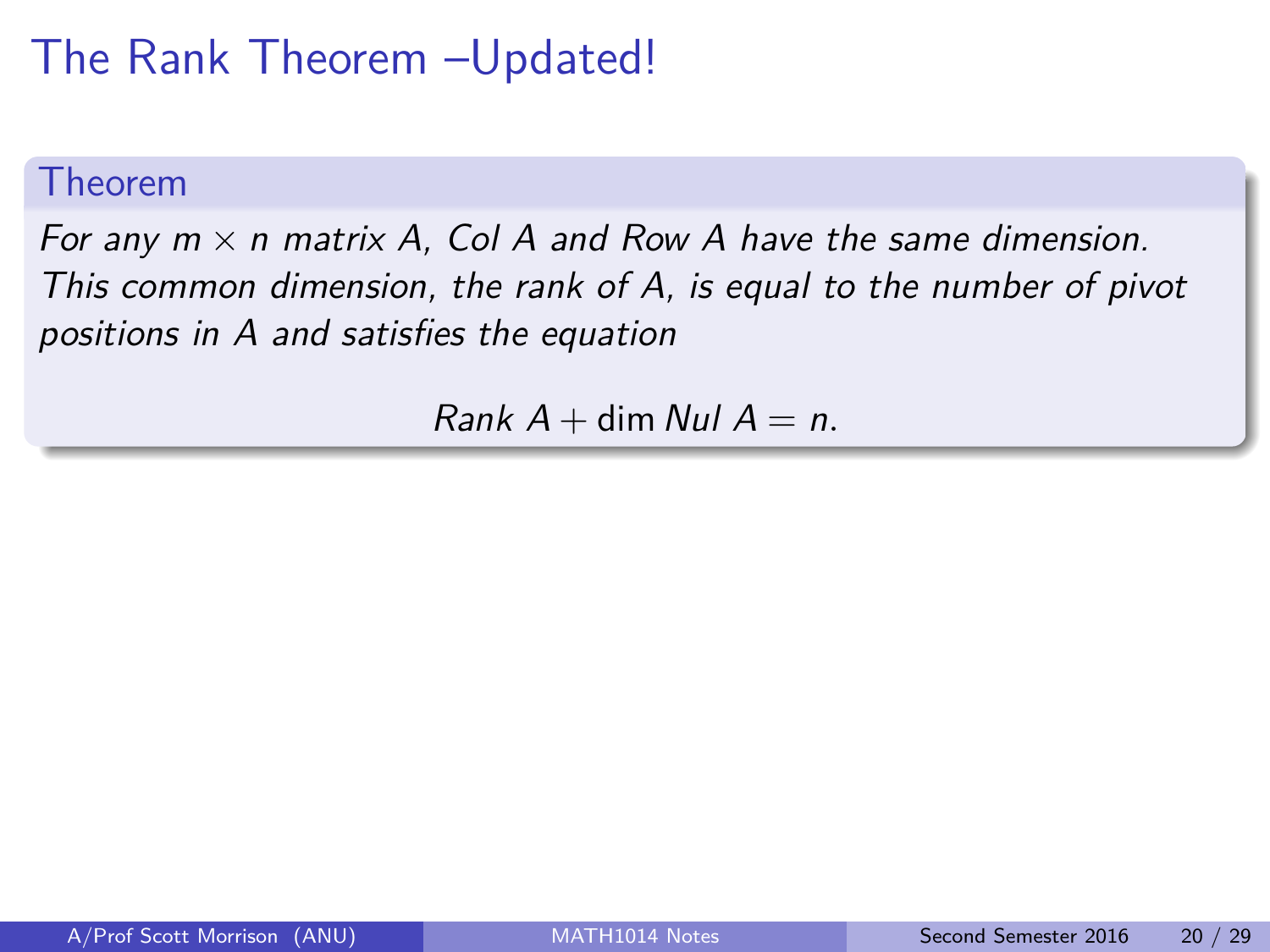# The Rank Theorem –Updated!

**Theorem**

*For any $m \times n$ matrix $A$, Col $A$ and Row $A$ have the same dimension. This common dimension, the rank of $A$, is equal to the number of pivot positions in $A$ and satisfies the equation*

$$\text{Rank } A + \dim \text{Nul } A = n.$$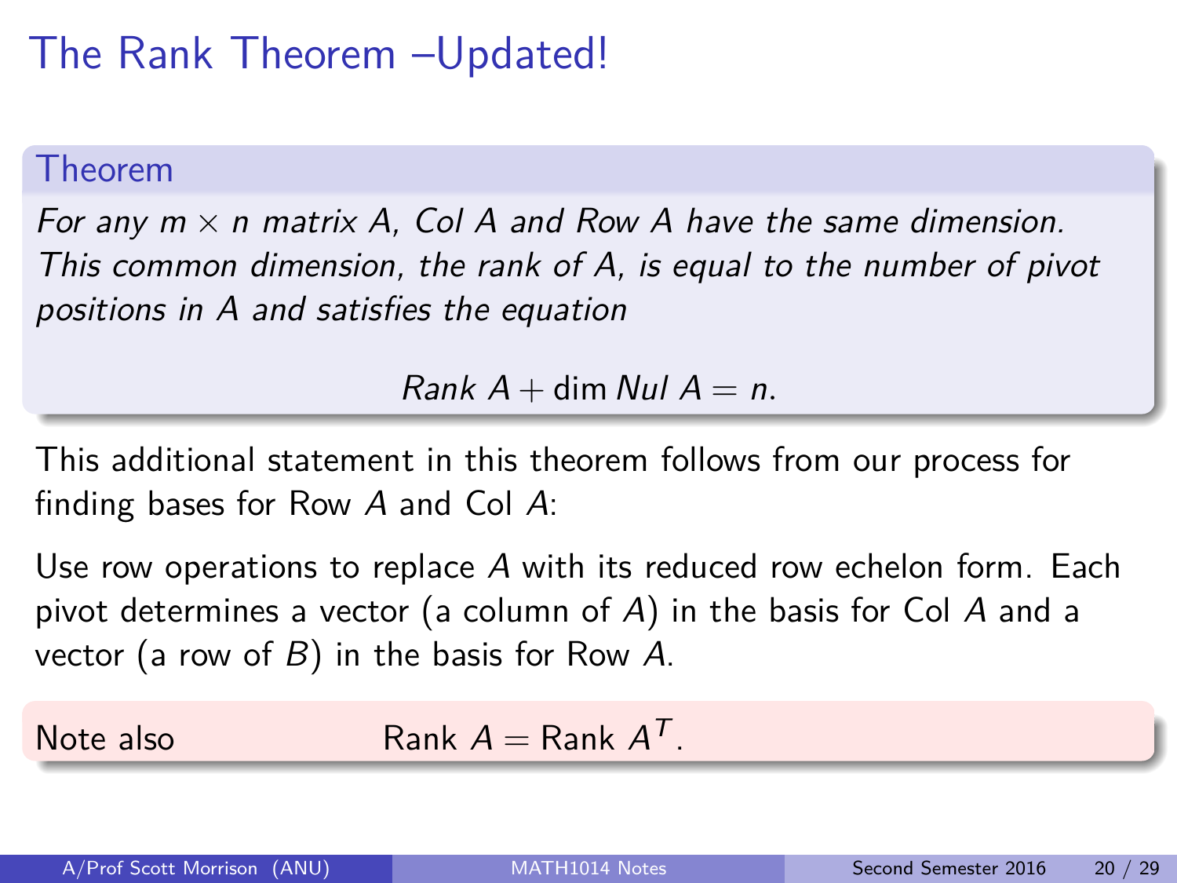# The Rank Theorem –Updated!

**Theorem**

*For any $m \times n$ matrix $A$, Col $A$ and Row $A$ have the same dimension. This common dimension, the rank of $A$, is equal to the number of pivot positions in $A$ and satisfies the equation*

$$\textit{Rank } A + \dim \textit{Nul } A = n.$$

This additional statement in this theorem follows from our process for finding bases for Row $A$ and Col $A$:

Use row operations to replace $A$ with its reduced row echelon form. Each pivot determines a vector (a column of $A$) in the basis for Col $A$ and a vector (a row of $B$) in the basis for Row $A$.

Note also $$\text{Rank } A = \text{Rank } A^T.$$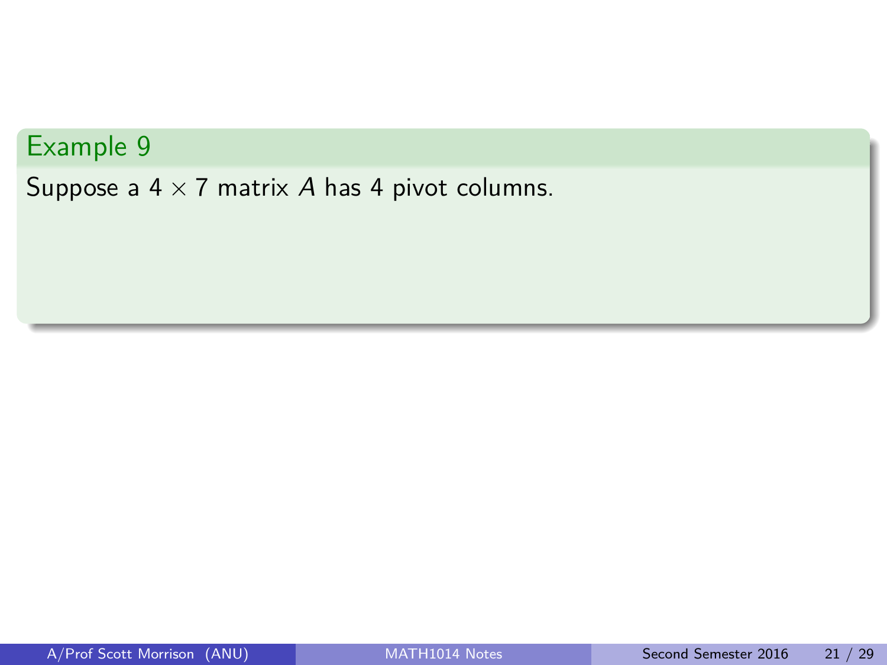### Example 9

Suppose a $4 \times 7$ matrix $A$ has 4 pivot columns.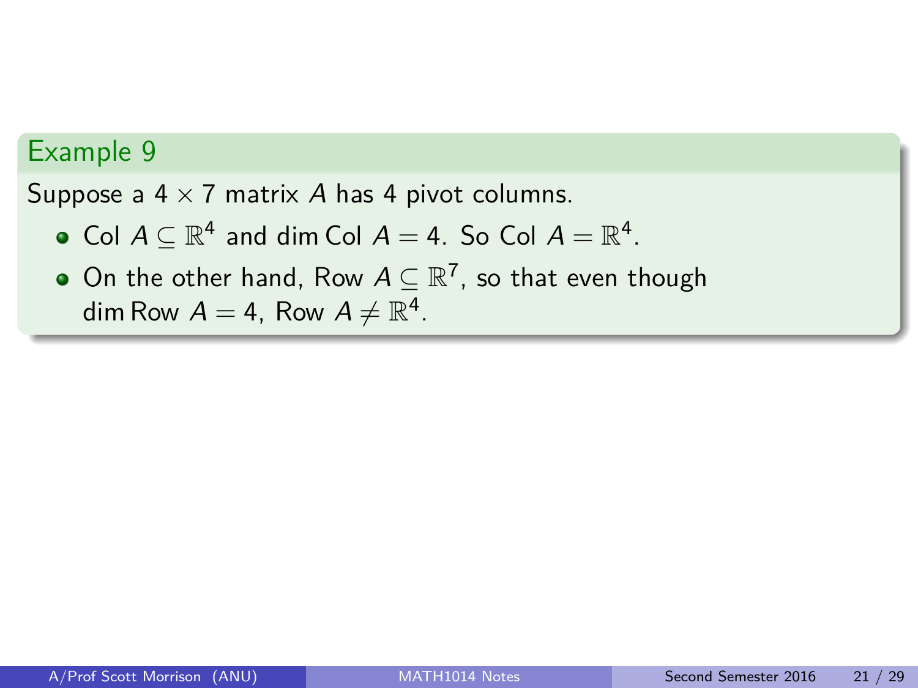### Example 9

Suppose a $4 \times 7$ matrix $A$ has 4 pivot columns.

- Col $A \subseteq \mathbb{R}^4$ and $\dim \text{Col } A = 4$. So Col $A = \mathbb{R}^4$.
- On the other hand, Row $A \subseteq \mathbb{R}^7$, so that even though $\dim \text{Row } A = 4$, Row $A \neq \mathbb{R}^4$.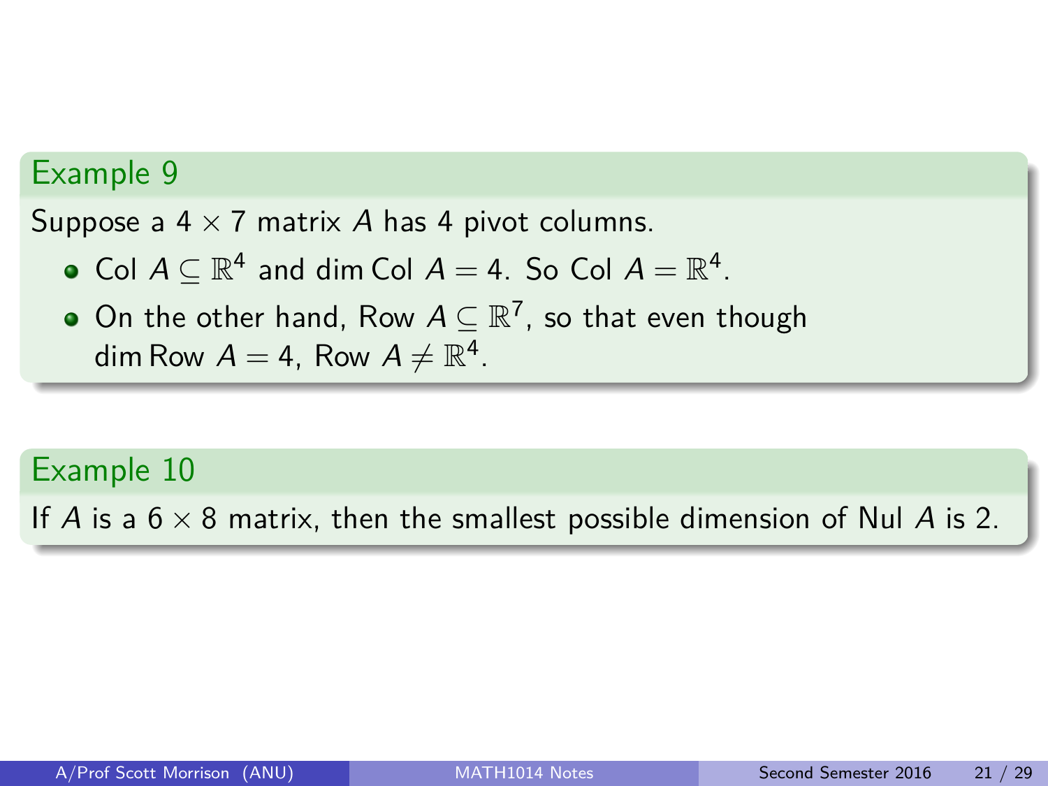### Example 9

Suppose a $4 \times 7$ matrix $A$ has 4 pivot columns.

- Col $A \subseteq \mathbb{R}^4$ and $\dim \text{Col } A = 4$. So Col $A = \mathbb{R}^4$.
- On the other hand, Row $A \subseteq \mathbb{R}^7$, so that even though $\dim \text{Row } A = 4$, Row $A \neq \mathbb{R}^4$.

### Example 10

If $A$ is a $6 \times 8$ matrix, then the smallest possible dimension of Nul $A$ is 2.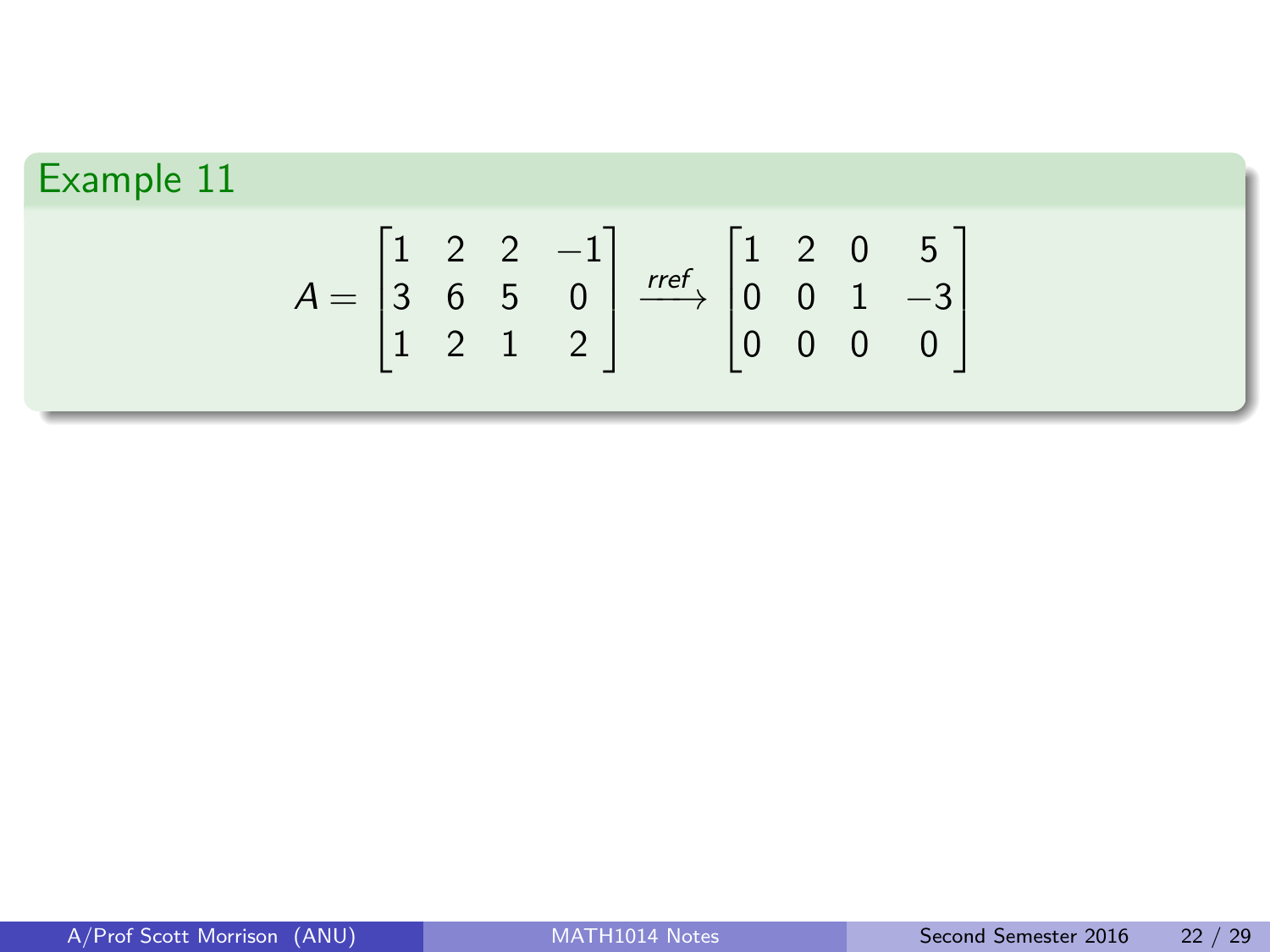## Example 11

$$A = \begin{bmatrix} 1 & 2 & 2 & -1 \\ 3 & 6 & 5 & 0 \\ 1 & 2 & 1 & 2 \end{bmatrix} \xrightarrow{rref} \begin{bmatrix} 1 & 2 & 0 & 5 \\ 0 & 0 & 1 & -3 \\ 0 & 0 & 0 & 0 \end{bmatrix}$$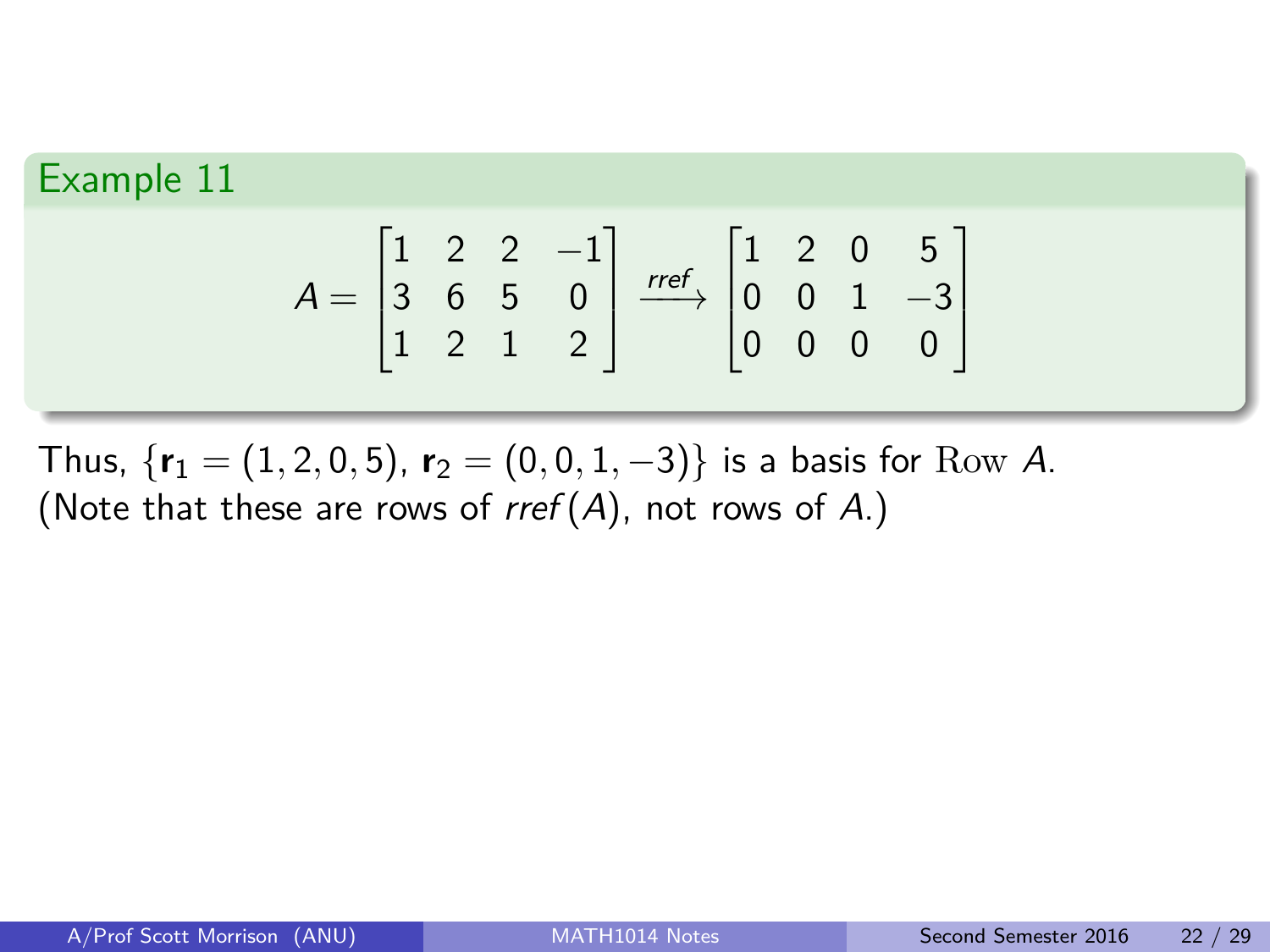### Example 11

$$A = \begin{bmatrix} 1 & 2 & 2 & -1 \\ 3 & 6 & 5 & 0 \\ 1 & 2 & 1 & 2 \end{bmatrix} \xrightarrow{rref} \begin{bmatrix} 1 & 2 & 0 & 5 \\ 0 & 0 & 1 & -3 \\ 0 & 0 & 0 & 0 \end{bmatrix}$$

Thus, $\{\mathbf{r}_1 = (1, 2, 0, 5), \mathbf{r}_2 = (0, 0, 1, -3)\}$ is a basis for $\mathrm{Row}\ A$.
(Note that these are rows of $rref(A)$, not rows of $A$.)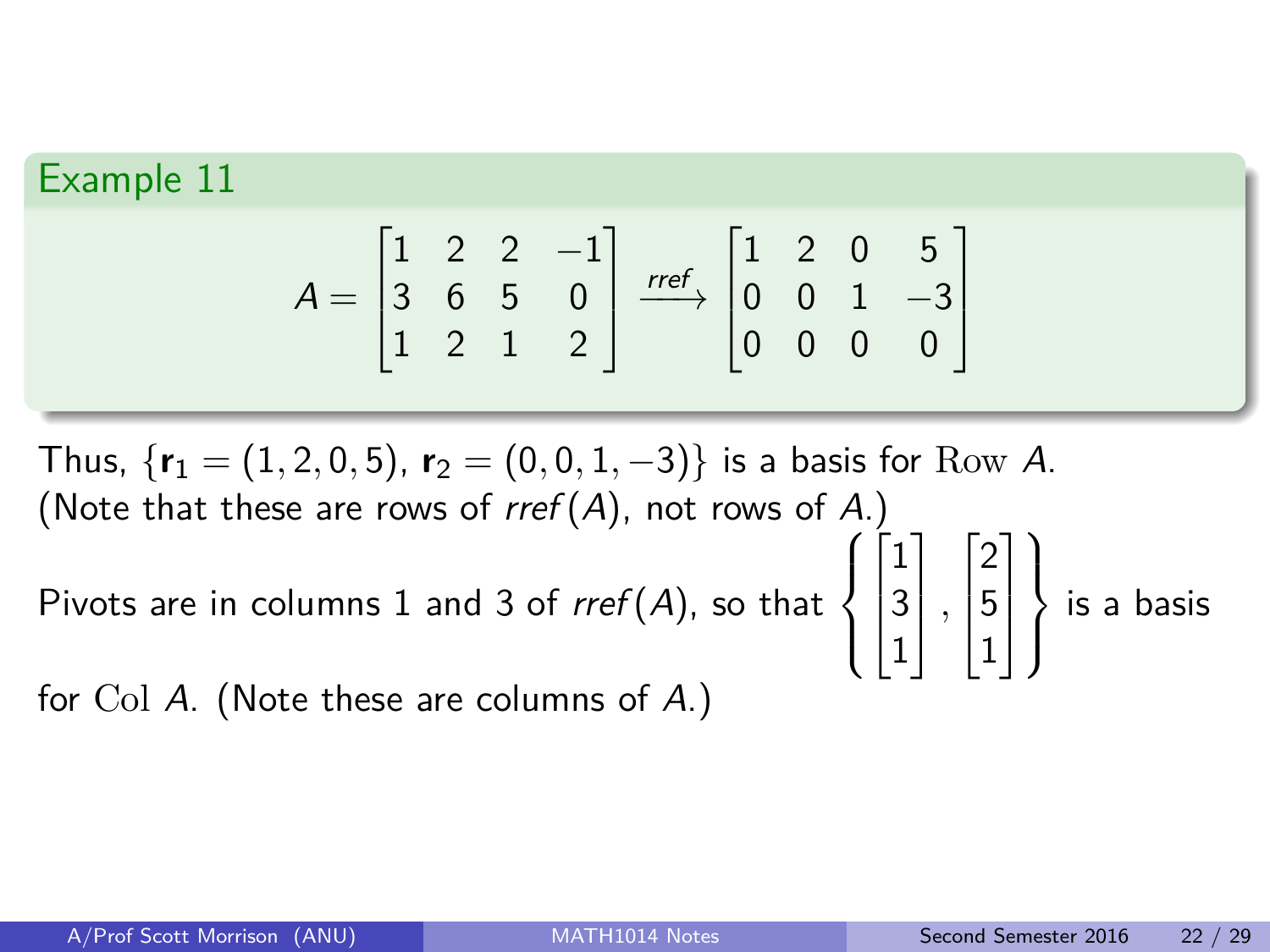**Example 11**

$$A = \begin{bmatrix} 1 & 2 & 2 & -1 \\ 3 & 6 & 5 & 0 \\ 1 & 2 & 1 & 2 \end{bmatrix} \xrightarrow{rref} \begin{bmatrix} 1 & 2 & 0 & 5 \\ 0 & 0 & 1 & -3 \\ 0 & 0 & 0 & 0 \end{bmatrix}$$

Thus, $\{\mathbf{r}_1 = (1, 2, 0, 5), \mathbf{r}_2 = (0, 0, 1, -3)\}$ is a basis for $\mathrm{Row}\ A$. (Note that these are rows of $rref(A)$, not rows of $A$.)

Pivots are in columns 1 and 3 of $rref(A)$, so that $\left\{ \begin{bmatrix} 1 \\ 3 \\ 1 \end{bmatrix}, \begin{bmatrix} 2 \\ 5 \\ 1 \end{bmatrix} \right\}$ is a basis for $\mathrm{Col}\ A$. (Note these are columns of $A$.)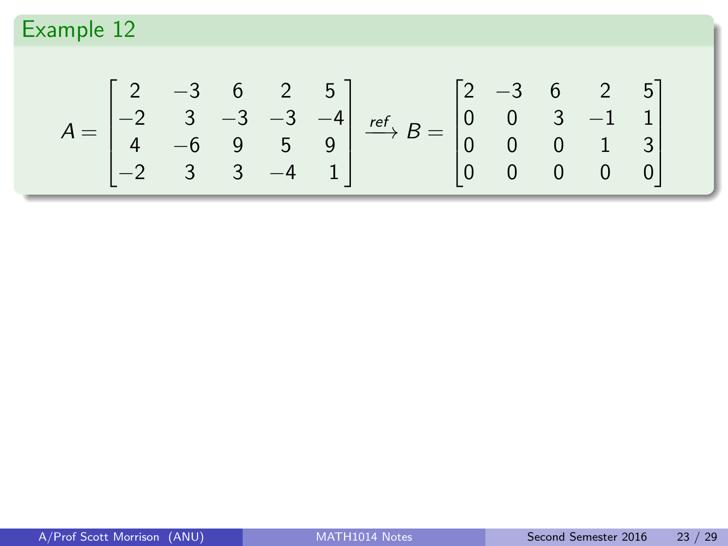## Example 12

$$A = \begin{bmatrix} 2 & -3 & 6 & 2 & 5 \\ -2 & 3 & -3 & -3 & -4 \\ 4 & -6 & 9 & 5 & 9 \\ -2 & 3 & 3 & -4 & 1 \end{bmatrix} \xrightarrow{ref} B = \begin{bmatrix} 2 & -3 & 6 & 2 & 5 \\ 0 & 0 & 3 & -1 & 1 \\ 0 & 0 & 0 & 1 & 3 \\ 0 & 0 & 0 & 0 & 0 \end{bmatrix}$$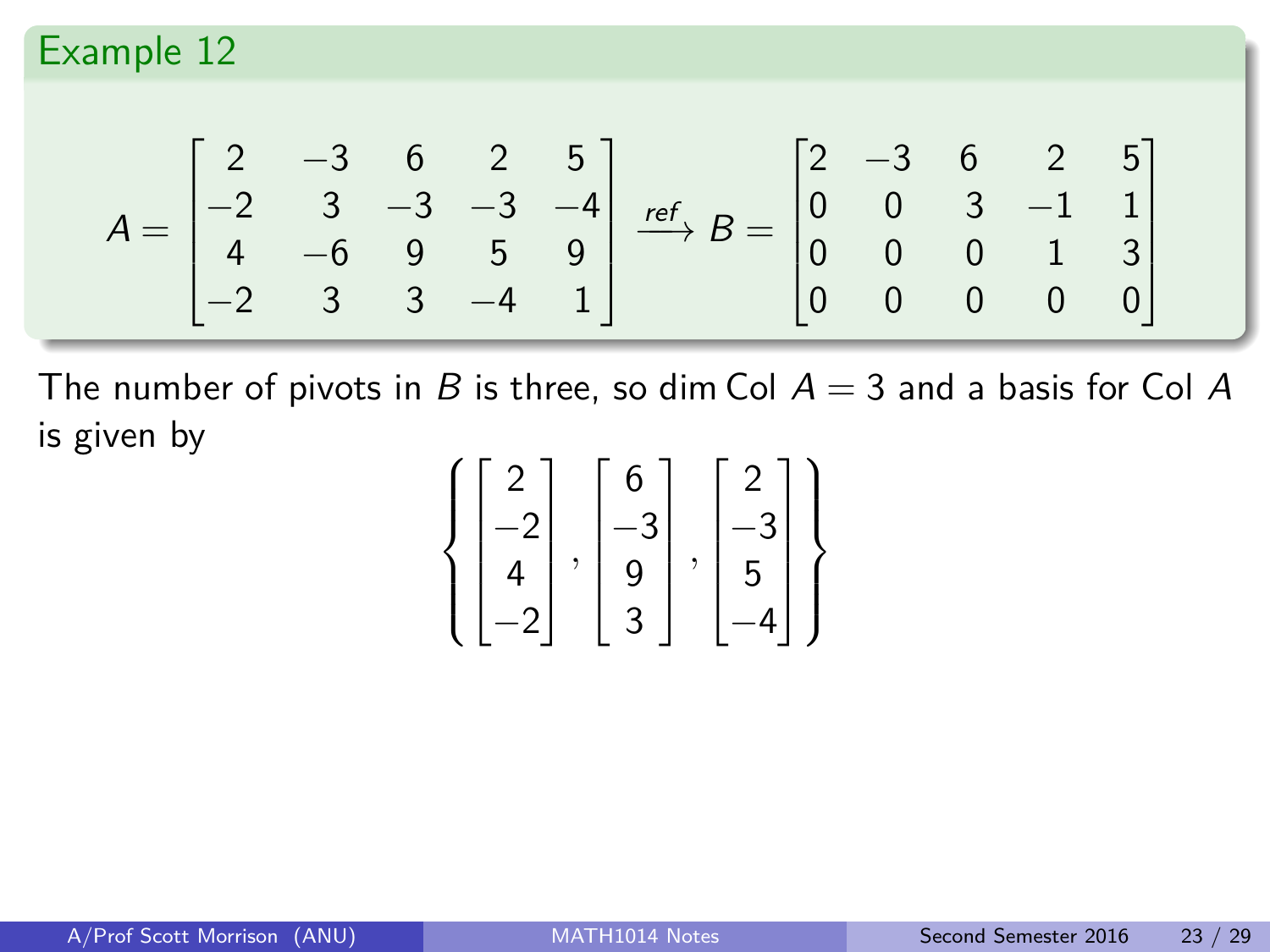## Example 12

$$A = \begin{bmatrix} 2 & -3 & 6 & 2 & 5 \\ -2 & 3 & -3 & -3 & -4 \\ 4 & -6 & 9 & 5 & 9 \\ -2 & 3 & 3 & -4 & 1 \end{bmatrix} \xrightarrow{ref} B = \begin{bmatrix} 2 & -3 & 6 & 2 & 5 \\ 0 & 0 & 3 & -1 & 1 \\ 0 & 0 & 0 & 1 & 3 \\ 0 & 0 & 0 & 0 & 0 \end{bmatrix}$$

The number of pivots in $B$ is three, so $\dim \text{Col } A = 3$ and a basis for Col $A$ is given by

$$\left\{ \begin{bmatrix} 2 \\ -2 \\ 4 \\ -2 \end{bmatrix}, \begin{bmatrix} 6 \\ -3 \\ 9 \\ 3 \end{bmatrix}, \begin{bmatrix} 2 \\ -3 \\ 5 \\ -4 \end{bmatrix} \right\}$$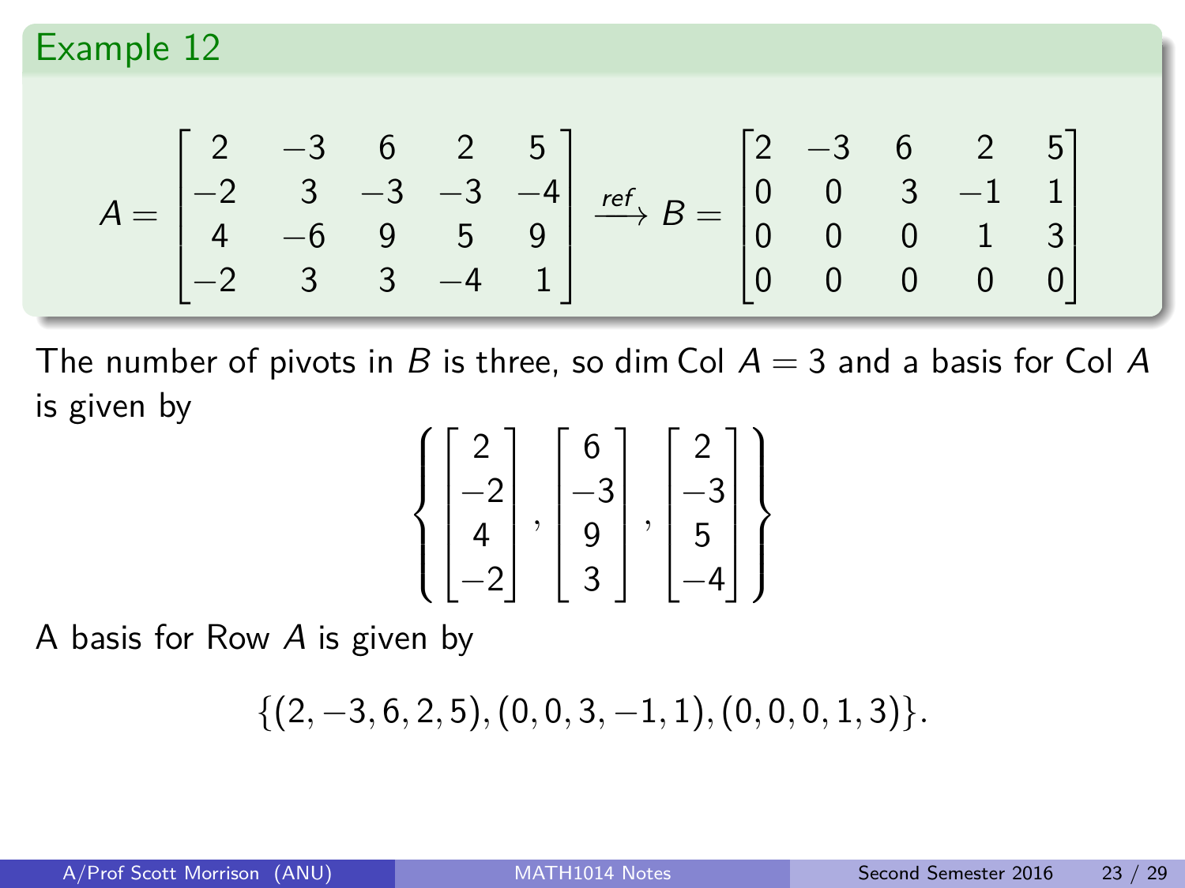## Example 12

$$A = \begin{bmatrix} 2 & -3 & 6 & 2 & 5 \\ -2 & 3 & -3 & -3 & -4 \\ 4 & -6 & 9 & 5 & 9 \\ -2 & 3 & 3 & -4 & 1 \end{bmatrix} \xrightarrow{ref} B = \begin{bmatrix} 2 & -3 & 6 & 2 & 5 \\ 0 & 0 & 3 & -1 & 1 \\ 0 & 0 & 0 & 1 & 3 \\ 0 & 0 & 0 & 0 & 0 \end{bmatrix}$$

The number of pivots in $B$ is three, so $\dim \text{Col } A = 3$ and a basis for Col $A$ is given by

$$\left\{ \begin{bmatrix} 2 \\ -2 \\ 4 \\ -2 \end{bmatrix}, \begin{bmatrix} 6 \\ -3 \\ 9 \\ 3 \end{bmatrix}, \begin{bmatrix} 2 \\ -3 \\ 5 \\ -4 \end{bmatrix} \right\}$$

A basis for Row $A$ is given by

$$\{(2, -3, 6, 2, 5), (0, 0, 3, -1, 1), (0, 0, 0, 1, 3)\}.$$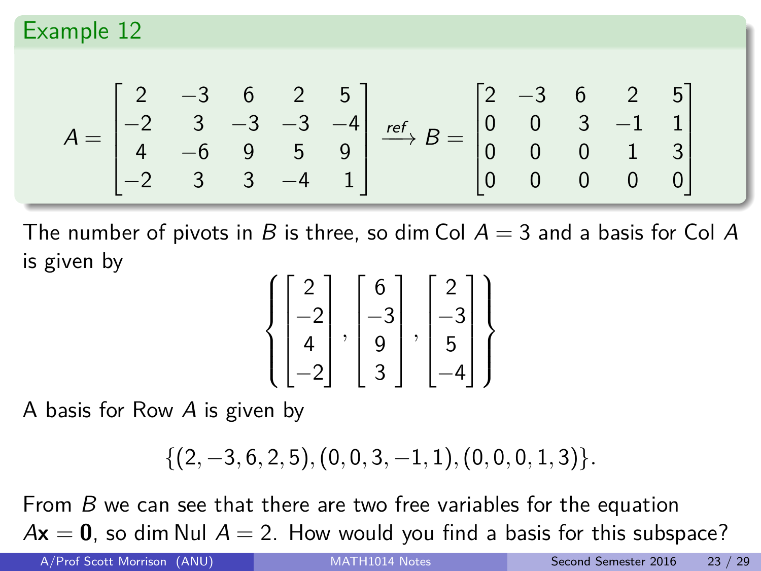## Example 12

$$A = \begin{bmatrix} 2 & -3 & 6 & 2 & 5 \\ -2 & 3 & -3 & -3 & -4 \\ 4 & -6 & 9 & 5 & 9 \\ -2 & 3 & 3 & -4 & 1 \end{bmatrix} \xrightarrow{ref} B = \begin{bmatrix} 2 & -3 & 6 & 2 & 5 \\ 0 & 0 & 3 & -1 & 1 \\ 0 & 0 & 0 & 1 & 3 \\ 0 & 0 & 0 & 0 & 0 \end{bmatrix}$$

The number of pivots in $B$ is three, so $\dim \text{Col } A = 3$ and a basis for Col $A$ is given by

$$\left\{ \begin{bmatrix} 2 \\ -2 \\ 4 \\ -2 \end{bmatrix}, \begin{bmatrix} 6 \\ -3 \\ 9 \\ 3 \end{bmatrix}, \begin{bmatrix} 2 \\ -3 \\ 5 \\ -4 \end{bmatrix} \right\}$$

A basis for Row $A$ is given by

$$\{(2, -3, 6, 2, 5), (0, 0, 3, -1, 1), (0, 0, 0, 1, 3)\}.$$

From $B$ we can see that there are two free variables for the equation $A\mathbf{x} = \mathbf{0}$, so $\dim \text{Nul } A = 2$. How would you find a basis for this subspace?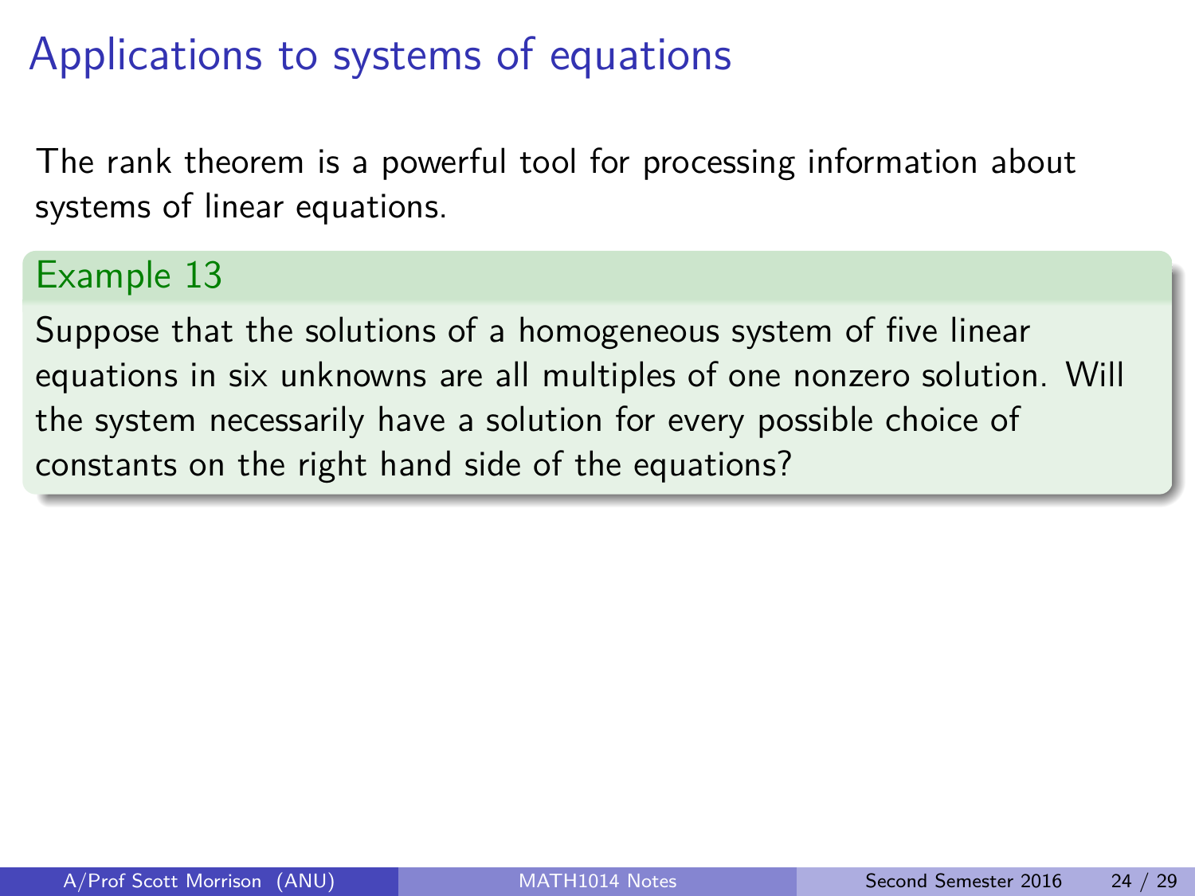# Applications to systems of equations

The rank theorem is a powerful tool for processing information about systems of linear equations.

### Example 13

Suppose that the solutions of a homogeneous system of five linear equations in six unknowns are all multiples of one nonzero solution. Will the system necessarily have a solution for every possible choice of constants on the right hand side of the equations?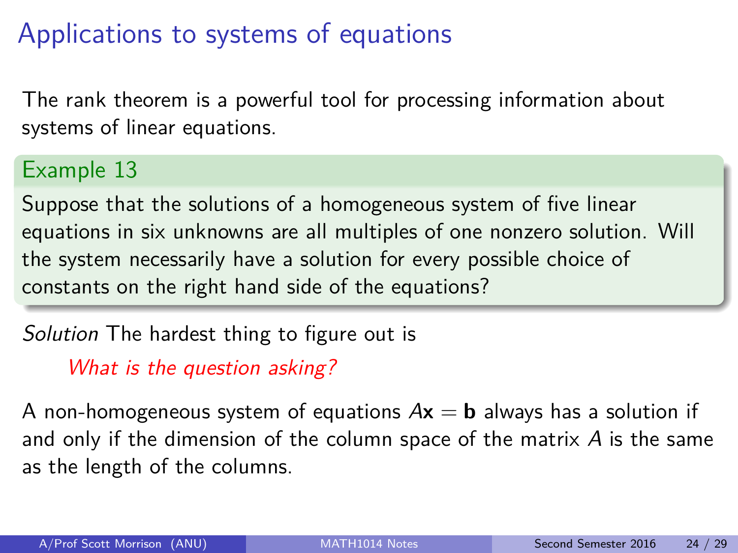# Applications to systems of equations

The rank theorem is a powerful tool for processing information about systems of linear equations.

### Example 13

Suppose that the solutions of a homogeneous system of five linear equations in six unknowns are all multiples of one nonzero solution. Will the system necessarily have a solution for every possible choice of constants on the right hand side of the equations?

*Solution* The hardest thing to figure out is

> *What is the question asking?*

A non-homogeneous system of equations $A\mathbf{x} = \mathbf{b}$ always has a solution if and only if the dimension of the column space of the matrix $A$ is the same as the length of the columns.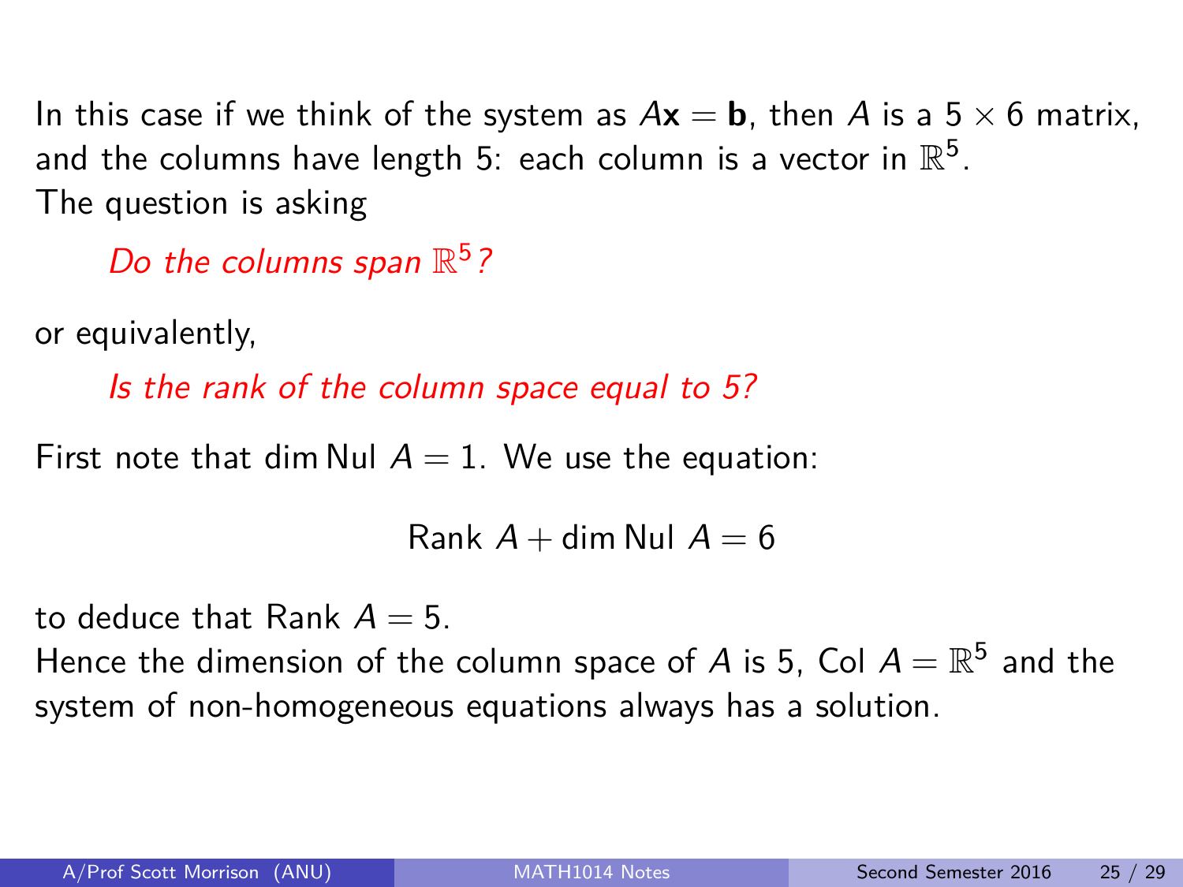In this case if we think of the system as $A\mathbf{x} = \mathbf{b}$, then $A$ is a $5 \times 6$ matrix, and the columns have length 5: each column is a vector in $\mathbb{R}^5$.
The question is asking

> *Do the columns span $\mathbb{R}^5$?*

or equivalently,

> *Is the rank of the column space equal to 5?*

First note that $\dim \text{Nul } A = 1$. We use the equation:

$$\text{Rank } A + \dim \text{Nul } A = 6$$

to deduce that $\text{Rank } A = 5$.
Hence the dimension of the column space of $A$ is 5, $\text{Col } A = \mathbb{R}^5$ and the system of non-homogeneous equations always has a solution.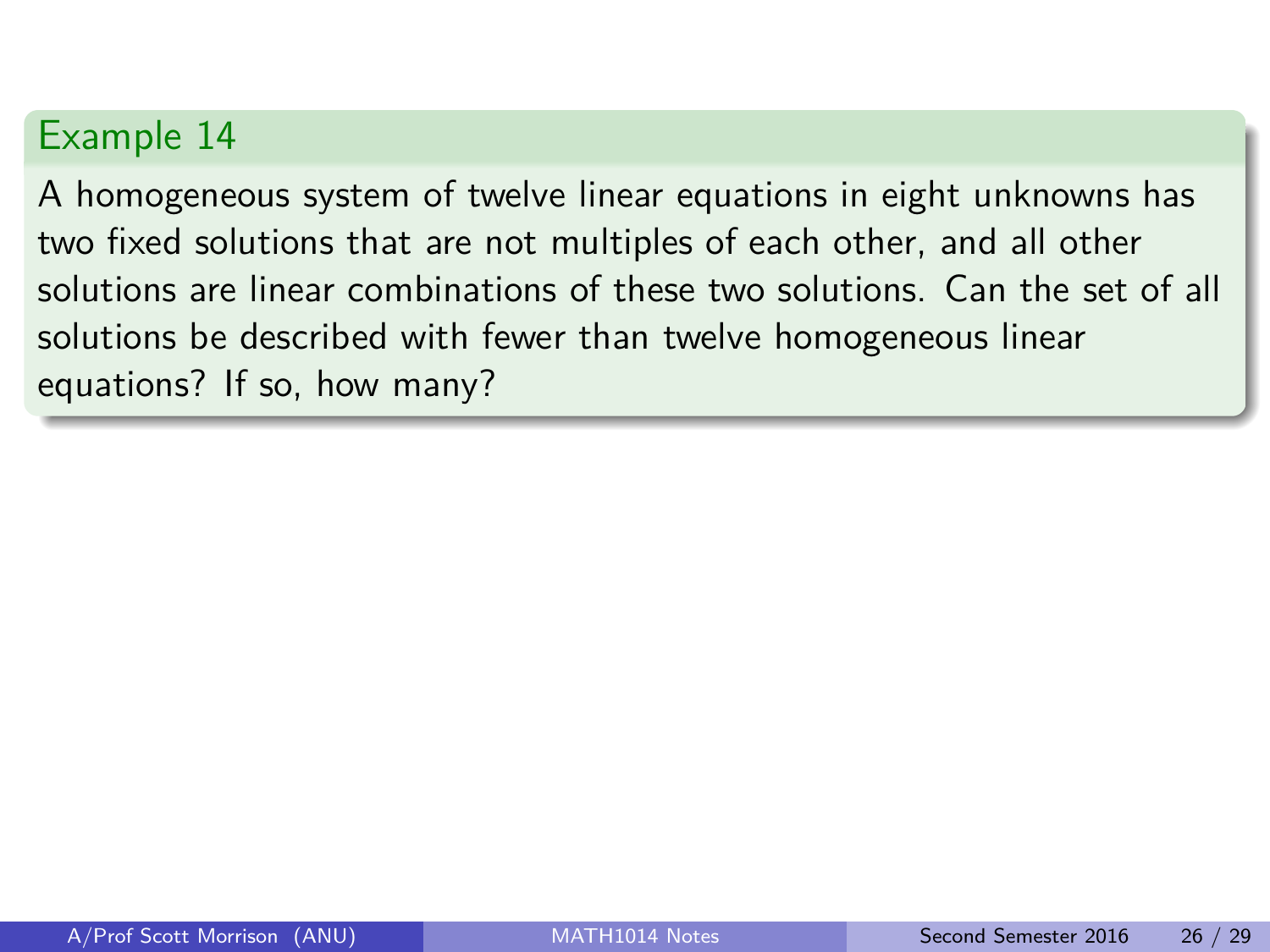## Example 14

A homogeneous system of twelve linear equations in eight unknowns has two fixed solutions that are not multiples of each other, and all other solutions are linear combinations of these two solutions. Can the set of all solutions be described with fewer than twelve homogeneous linear equations? If so, how many?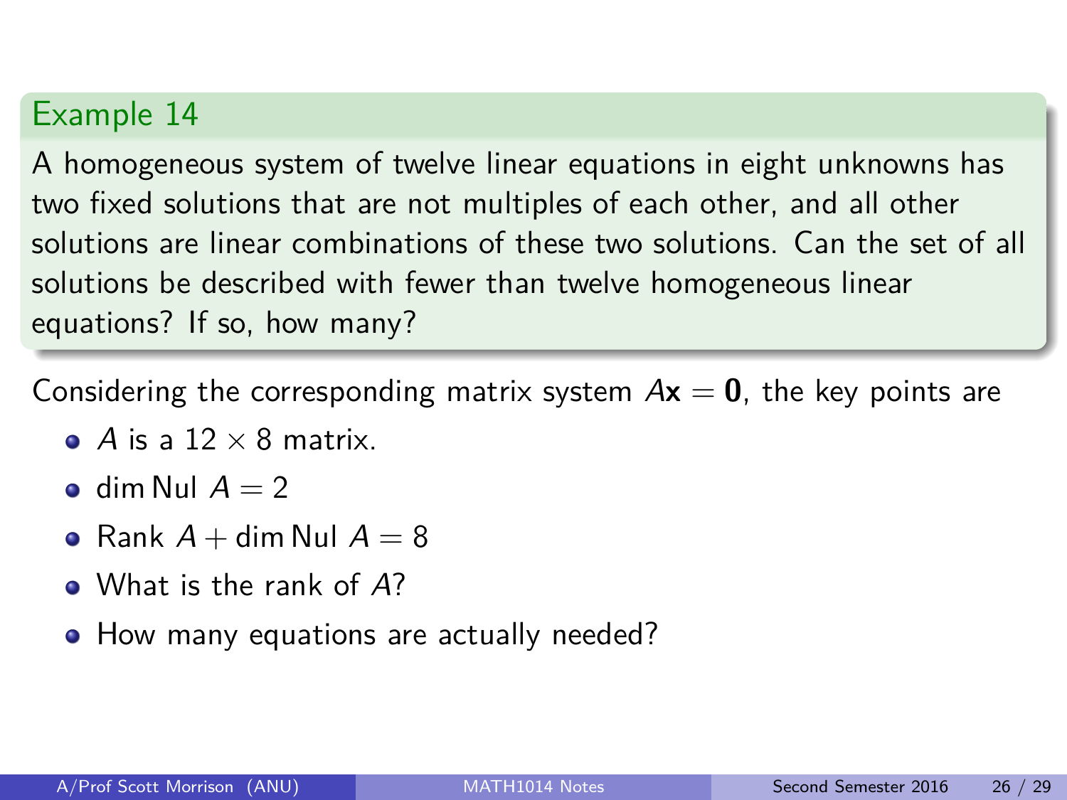## Example 14

A homogeneous system of twelve linear equations in eight unknowns has two fixed solutions that are not multiples of each other, and all other solutions are linear combinations of these two solutions. Can the set of all solutions be described with fewer than twelve homogeneous linear equations? If so, how many?

Considering the corresponding matrix system $A\mathbf{x} = \mathbf{0}$, the key points are

- $A$ is a $12 \times 8$ matrix.
- $\dim \operatorname{Nul} A = 2$
- $\operatorname{Rank} A + \dim \operatorname{Nul} A = 8$
- What is the rank of $A$?
- How many equations are actually needed?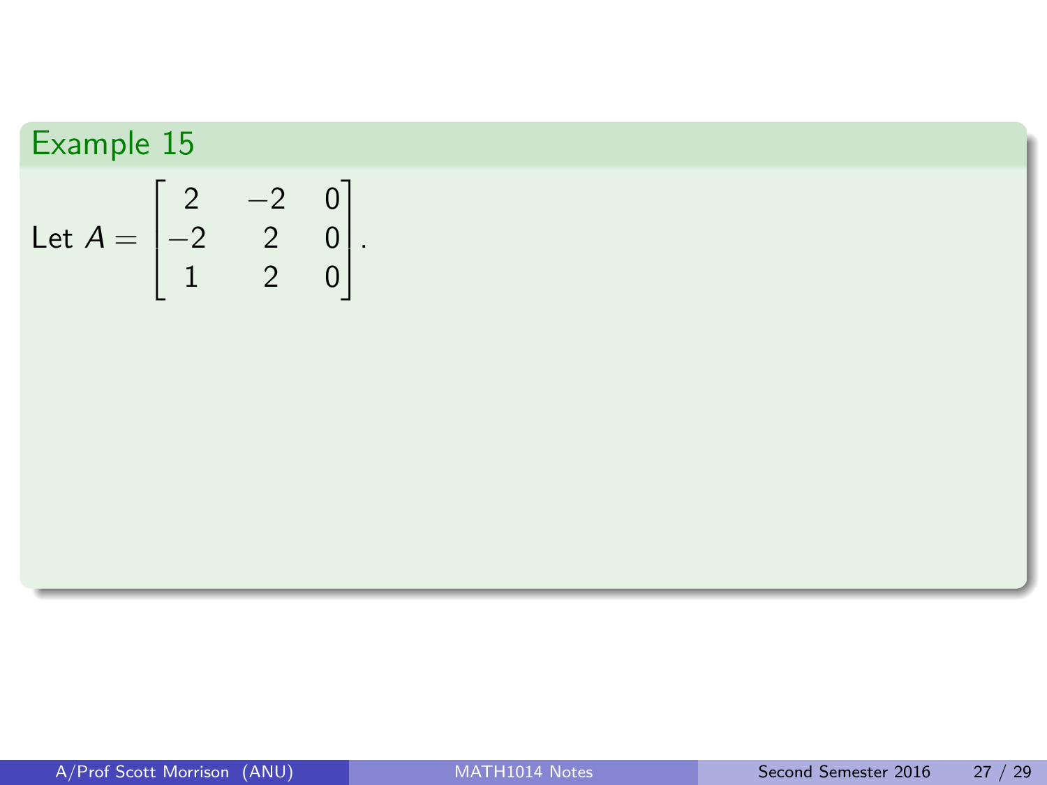### Example 15

Let $A = \begin{bmatrix} 2 & -2 & 0 \\ -2 & 2 & 0 \\ 1 & 2 & 0 \end{bmatrix}$.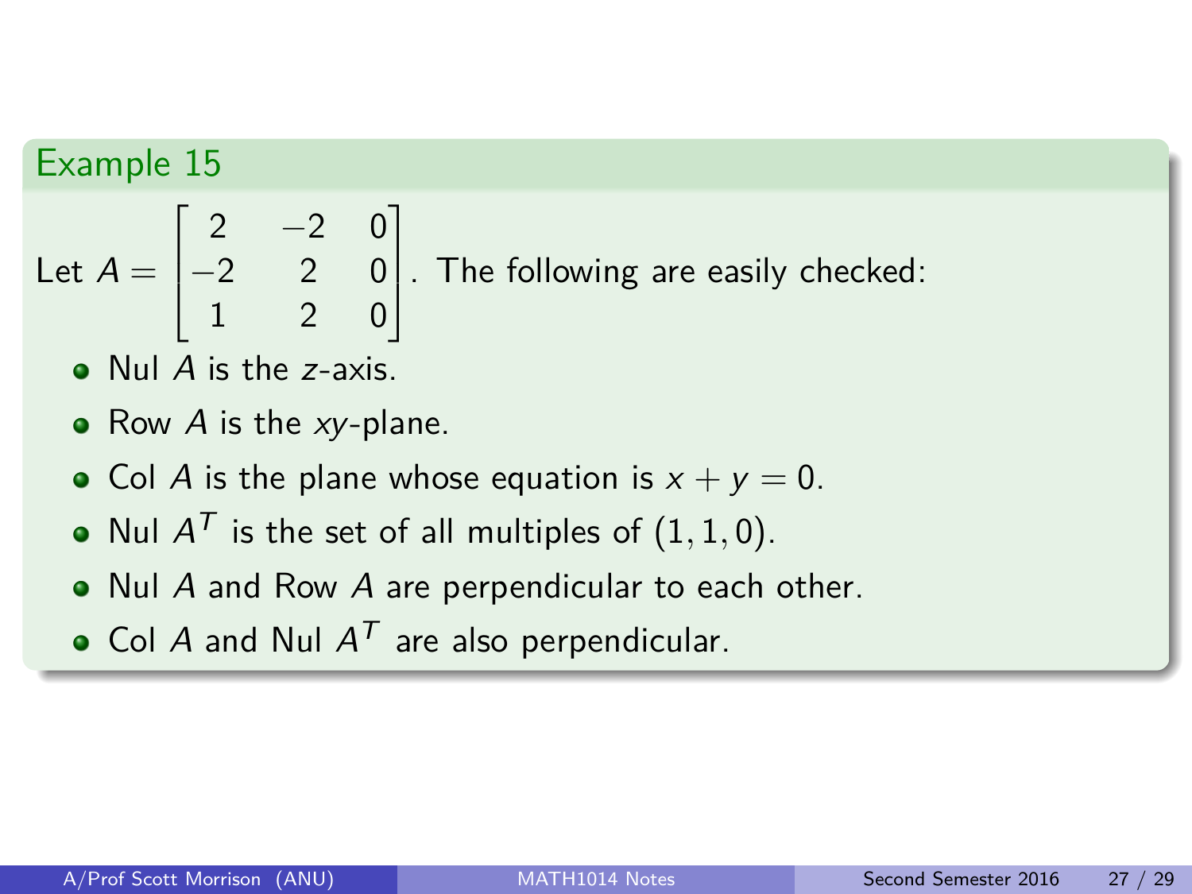### Example 15

Let $A = \begin{bmatrix} 2 & -2 & 0 \\ -2 & 2 & 0 \\ 1 & 2 & 0 \end{bmatrix}$. The following are easily checked:

- Nul $A$ is the $z$-axis.
- Row $A$ is the $xy$-plane.
- Col $A$ is the plane whose equation is $x + y = 0$.
- Nul $A^T$ is the set of all multiples of $(1, 1, 0)$.
- Nul $A$ and Row $A$ are perpendicular to each other.
- Col $A$ and Nul $A^T$ are also perpendicular.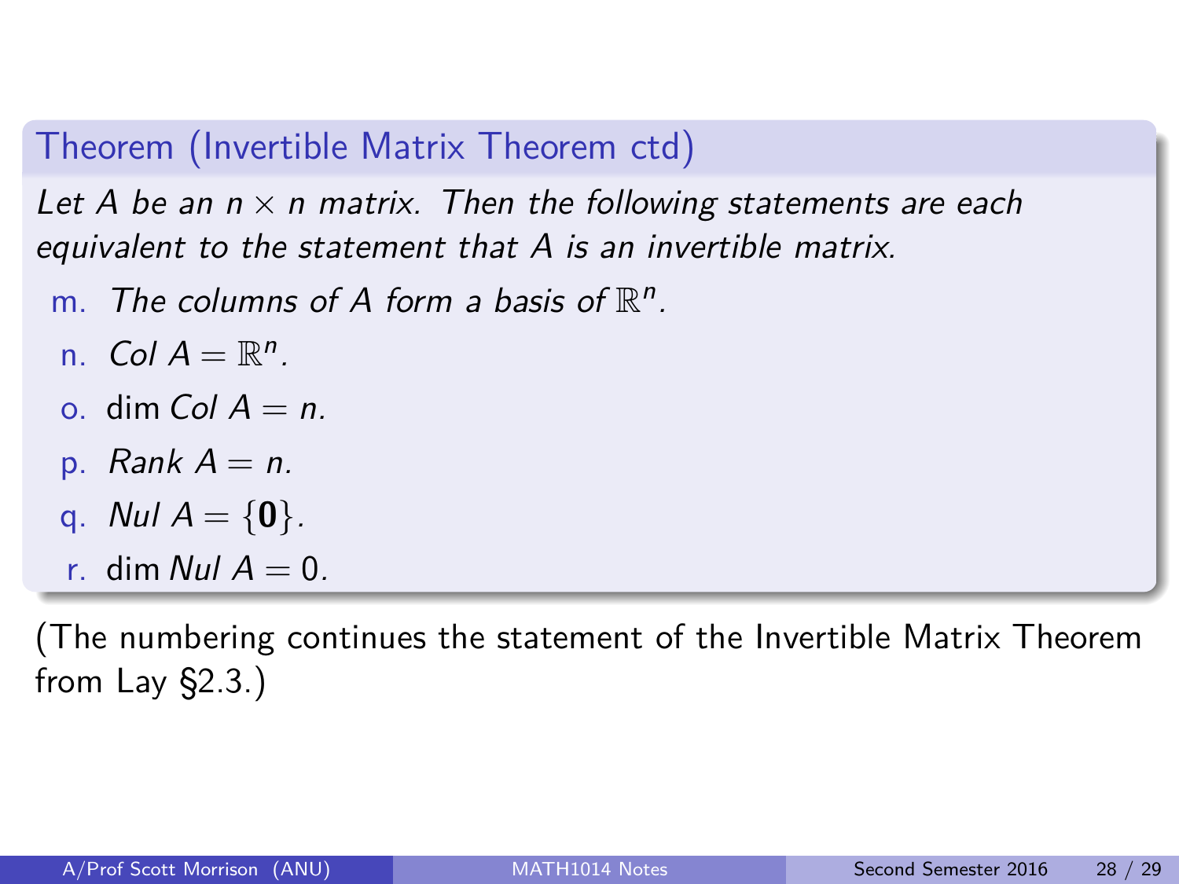### Theorem (Invertible Matrix Theorem ctd)

*Let $A$ be an $n \times n$ matrix. Then the following statements are each equivalent to the statement that $A$ is an invertible matrix.*

m. *The columns of $A$ form a basis of $\mathbb{R}^n$.*

n. $\mathit{Col}\ A = \mathbb{R}^n$.

o. $\dim \mathit{Col}\ A = n$.

p. $\mathit{Rank}\ A = n$.

q. $\mathit{Nul}\ A = \{\mathbf{0}\}$.

r. $\dim \mathit{Nul}\ A = 0$.

(The numbering continues the statement of the Invertible Matrix Theorem from Lay §2.3.)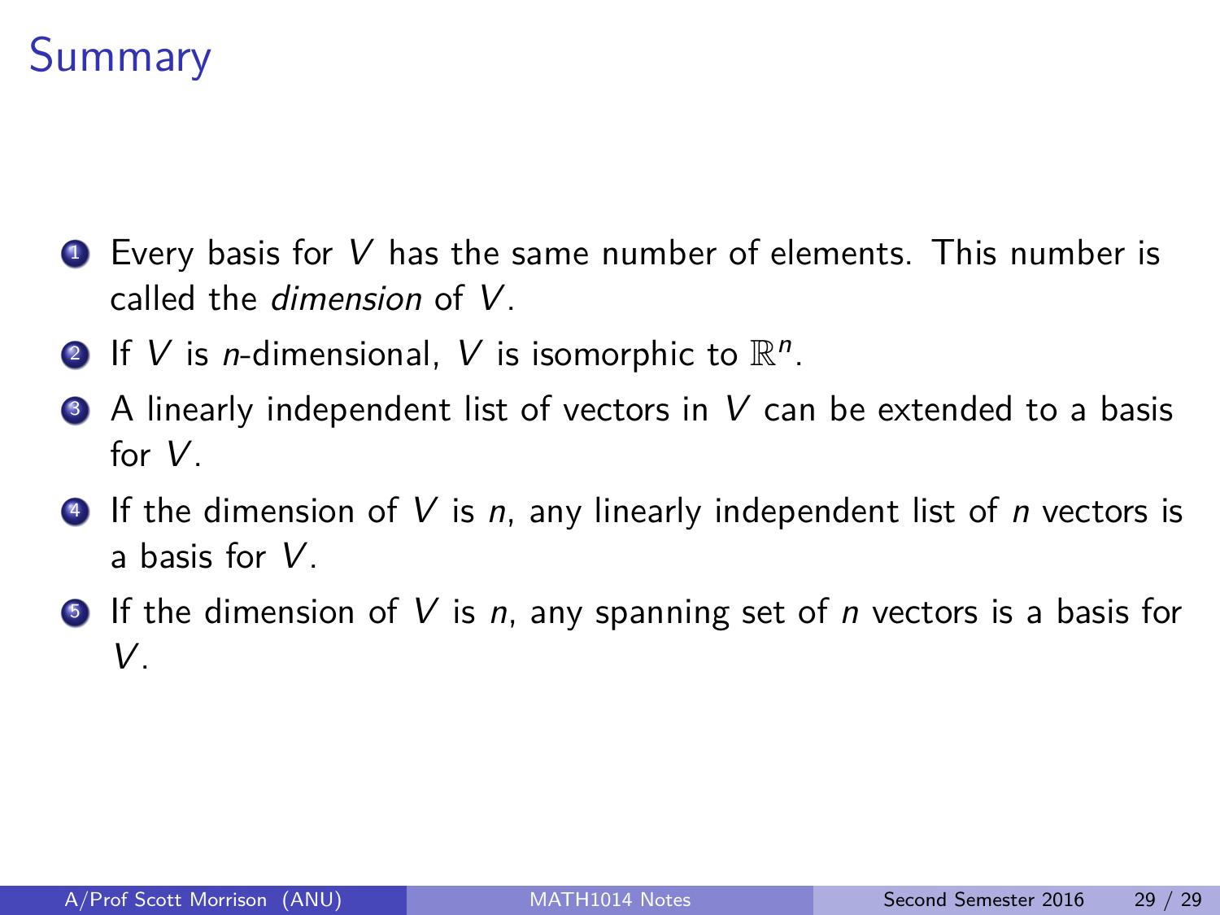# Summary

1. Every basis for $V$ has the same number of elements. This number is called the *dimension* of $V$.
2. If $V$ is $n$-dimensional, $V$ is isomorphic to $\mathbb{R}^n$.
3. A linearly independent list of vectors in $V$ can be extended to a basis for $V$.
4. If the dimension of $V$ is $n$, any linearly independent list of $n$ vectors is a basis for $V$.
5. If the dimension of $V$ is $n$, any spanning set of $n$ vectors is a basis for $V$.